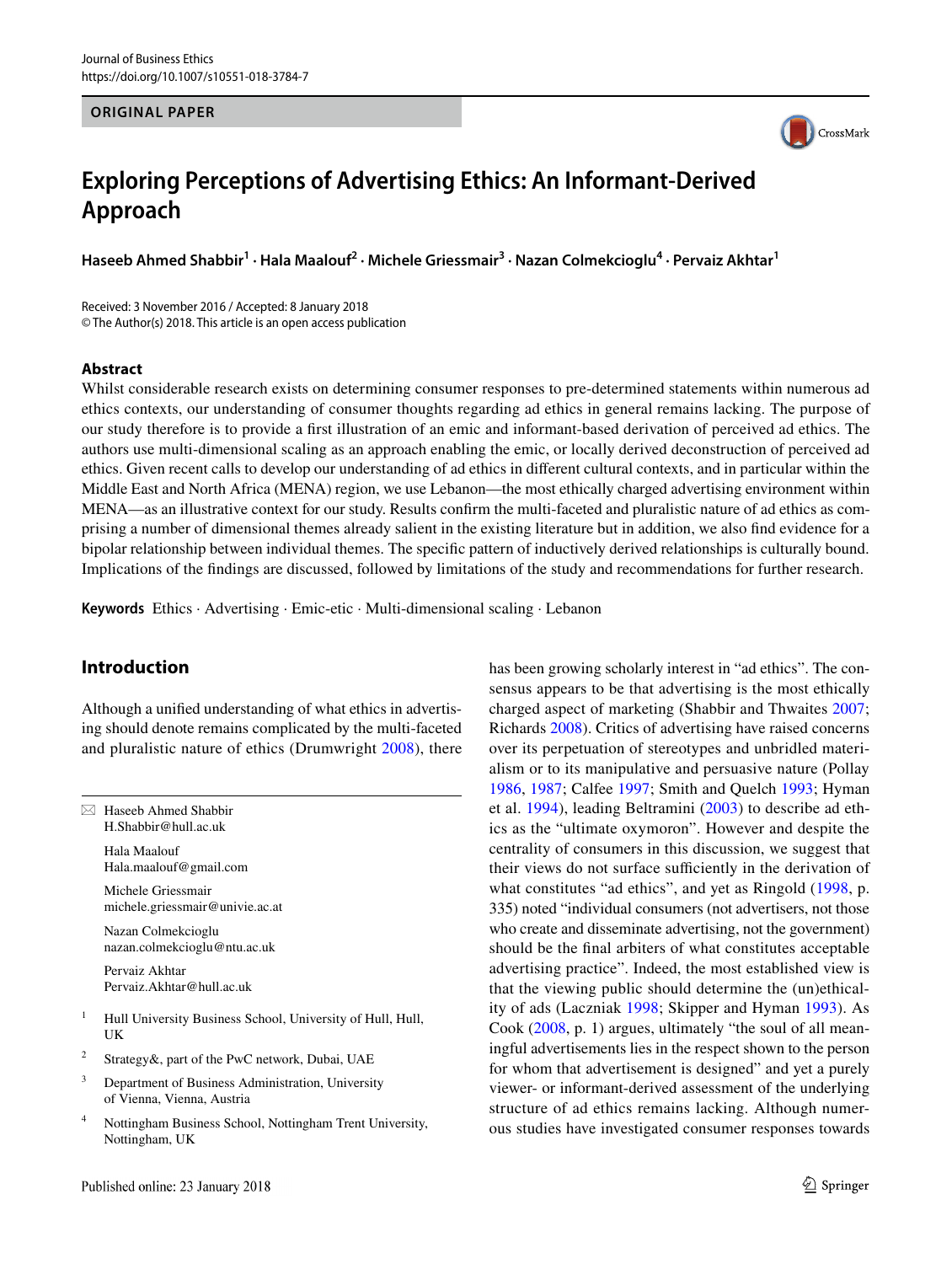ORIGINAL PAPER

# Exploring Perceptions of Advertising Ethics: An Informant-Derived Approach

**Haseeb Ahmed Shabbir[1] · Hala Maalouf[2] · Michele Griessmair[3] · Nazan Colmekcioglu[4] · Pervaiz Akhtar[1]**

Received: 3 November 2016 / Accepted: 8 January 2018
© The Author(s) 2018. This article is an open access publication

## Abstract

Whilst considerable research exists on determining consumer responses to pre-determined statements within numerous ad ethics contexts, our understanding of consumer thoughts regarding ad ethics in general remains lacking. The purpose of our study therefore is to provide a first illustration of an emic and informant-based derivation of perceived ad ethics. The authors use multi-dimensional scaling as an approach enabling the emic, or locally derived deconstruction of perceived ad ethics. Given recent calls to develop our understanding of ad ethics in different cultural contexts, and in particular within the Middle East and North Africa (MENA) region, we use Lebanon—the most ethically charged advertising environment within MENA—as an illustrative context for our study. Results confirm the multi-faceted and pluralistic nature of ad ethics as comprising a number of dimensional themes already salient in the existing literature but in addition, we also find evidence for a bipolar relationship between individual themes. The specific pattern of inductively derived relationships is culturally bound. Implications of the findings are discussed, followed by limitations of the study and recommendations for further research.

**Keywords** Ethics · Advertising · Emic-etic · Multi-dimensional scaling · Lebanon

## Introduction

Although a unified understanding of what ethics in advertising should denote remains complicated by the multi-faceted and pluralistic nature of ethics (Drumwright 2008), there has been growing scholarly interest in "ad ethics". The consensus appears to be that advertising is the most ethically charged aspect of marketing (Shabbir and Thwaites 2007; Richards 2008). Critics of advertising have raised concerns over its perpetuation of stereotypes and unbridled materialism or to its manipulative and persuasive nature (Pollay 1986, 1987; Calfee 1997; Smith and Quelch 1993; Hyman et al. 1994), leading Beltramini (2003) to describe ad ethics as the "ultimate oxymoron". However and despite the centrality of consumers in this discussion, we suggest that their views do not surface sufficiently in the derivation of what constitutes "ad ethics", and yet as Ringold (1998, p. 335) noted "individual consumers (not advertisers, not those who create and disseminate advertising, not the government) should be the final arbiters of what constitutes acceptable advertising practice". Indeed, the most established view is that the viewing public should determine the (un)ethicality of ads (Laczniak 1998; Skipper and Hyman 1993). As Cook (2008, p. 1) argues, ultimately "the soul of all meaningful advertisements lies in the respect shown to the person for whom that advertisement is designed" and yet a purely viewer- or informant-derived assessment of the underlying structure of ad ethics remains lacking. Although numerous studies have investigated consumer responses towards

---

✉ Haseeb Ahmed Shabbir
H.Shabbir@hull.ac.uk

Hala Maalouf
Hala.maalouf@gmail.com

Michele Griessmair
michele.griessmair@univie.ac.at

Nazan Colmekcioglu
nazan.colmekcioglu@ntu.ac.uk

Pervaiz Akhtar
Pervaiz.Akhtar@hull.ac.uk

[1] Hull University Business School, University of Hull, Hull, UK

[2] Strategy&, part of the PwC network, Dubai, UAE

[3] Department of Business Administration, University of Vienna, Vienna, Austria

[4] Nottingham Business School, Nottingham Trent University, Nottingham, UK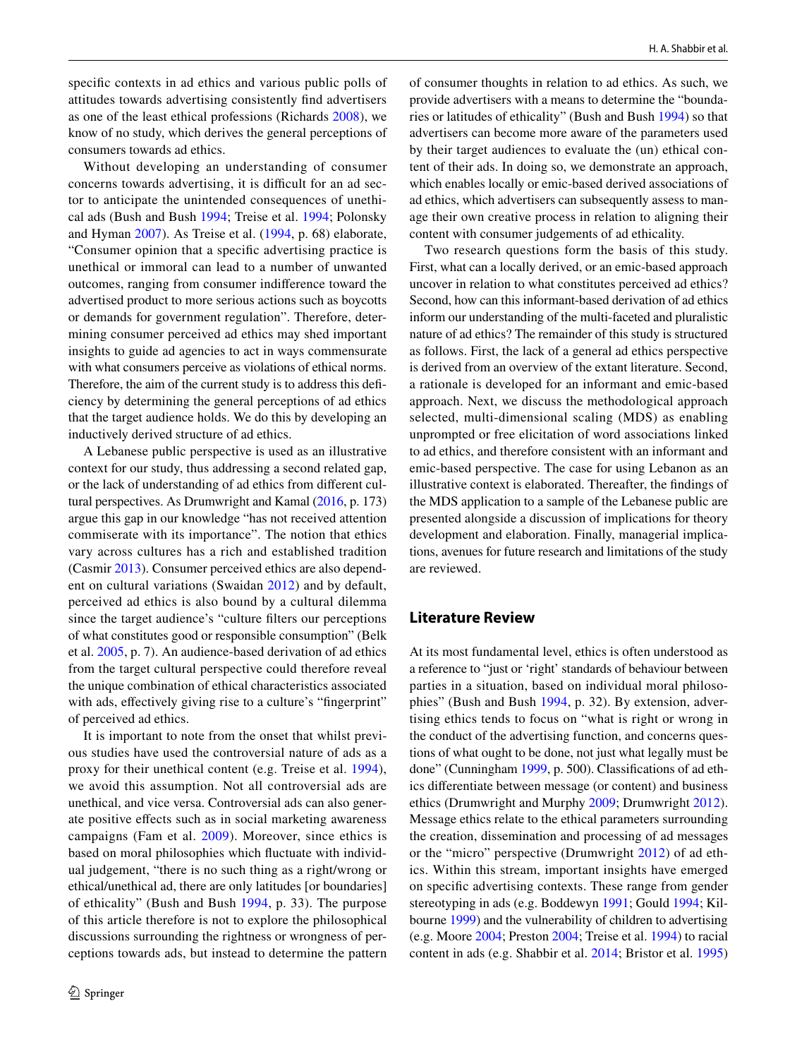specific contexts in ad ethics and various public polls of attitudes towards advertising consistently find advertisers as one of the least ethical professions (Richards 2008), we know of no study, which derives the general perceptions of consumers towards ad ethics.

Without developing an understanding of consumer concerns towards advertising, it is difficult for an ad sector to anticipate the unintended consequences of unethical ads (Bush and Bush 1994; Treise et al. 1994; Polonsky and Hyman 2007). As Treise et al. (1994, p. 68) elaborate, "Consumer opinion that a specific advertising practice is unethical or immoral can lead to a number of unwanted outcomes, ranging from consumer indifference toward the advertised product to more serious actions such as boycotts or demands for government regulation". Therefore, determining consumer perceived ad ethics may shed important insights to guide ad agencies to act in ways commensurate with what consumers perceive as violations of ethical norms. Therefore, the aim of the current study is to address this deficiency by determining the general perceptions of ad ethics that the target audience holds. We do this by developing an inductively derived structure of ad ethics.

A Lebanese public perspective is used as an illustrative context for our study, thus addressing a second related gap, or the lack of understanding of ad ethics from different cultural perspectives. As Drumwright and Kamal (2016, p. 173) argue this gap in our knowledge "has not received attention commiserate with its importance". The notion that ethics vary across cultures has a rich and established tradition (Casmir 2013). Consumer perceived ethics are also dependent on cultural variations (Swaidan 2012) and by default, perceived ad ethics is also bound by a cultural dilemma since the target audience's "culture filters our perceptions of what constitutes good or responsible consumption" (Belk et al. 2005, p. 7). An audience-based derivation of ad ethics from the target cultural perspective could therefore reveal the unique combination of ethical characteristics associated with ads, effectively giving rise to a culture's "fingerprint" of perceived ad ethics.

It is important to note from the onset that whilst previous studies have used the controversial nature of ads as a proxy for their unethical content (e.g. Treise et al. 1994), we avoid this assumption. Not all controversial ads are unethical, and vice versa. Controversial ads can also generate positive effects such as in social marketing awareness campaigns (Fam et al. 2009). Moreover, since ethics is based on moral philosophies which fluctuate with individual judgement, "there is no such thing as a right/wrong or ethical/unethical ad, there are only latitudes [or boundaries] of ethicality" (Bush and Bush 1994, p. 33). The purpose of this article therefore is not to explore the philosophical discussions surrounding the rightness or wrongness of perceptions towards ads, but instead to determine the pattern of consumer thoughts in relation to ad ethics. As such, we provide advertisers with a means to determine the "boundaries or latitudes of ethicality" (Bush and Bush 1994) so that advertisers can become more aware of the parameters used by their target audiences to evaluate the (un) ethical content of their ads. In doing so, we demonstrate an approach, which enables locally or emic-based derived associations of ad ethics, which advertisers can subsequently assess to manage their own creative process in relation to aligning their content with consumer judgements of ad ethicality.

Two research questions form the basis of this study. First, what can a locally derived, or an emic-based approach uncover in relation to what constitutes perceived ad ethics? Second, how can this informant-based derivation of ad ethics inform our understanding of the multi-faceted and pluralistic nature of ad ethics? The remainder of this study is structured as follows. First, the lack of a general ad ethics perspective is derived from an overview of the extant literature. Second, a rationale is developed for an informant and emic-based approach. Next, we discuss the methodological approach selected, multi-dimensional scaling (MDS) as enabling unprompted or free elicitation of word associations linked to ad ethics, and therefore consistent with an informant and emic-based perspective. The case for using Lebanon as an illustrative context is elaborated. Thereafter, the findings of the MDS application to a sample of the Lebanese public are presented alongside a discussion of implications for theory development and elaboration. Finally, managerial implications, avenues for future research and limitations of the study are reviewed.

## Literature Review

At its most fundamental level, ethics is often understood as a reference to "just or 'right' standards of behaviour between parties in a situation, based on individual moral philosophies" (Bush and Bush 1994, p. 32). By extension, advertising ethics tends to focus on "what is right or wrong in the conduct of the advertising function, and concerns questions of what ought to be done, not just what legally must be done" (Cunningham 1999, p. 500). Classifications of ad ethics differentiate between message (or content) and business ethics (Drumwright and Murphy 2009; Drumwright 2012). Message ethics relate to the ethical parameters surrounding the creation, dissemination and processing of ad messages or the "micro" perspective (Drumwright 2012) of ad ethics. Within this stream, important insights have emerged on specific advertising contexts. These range from gender stereotyping in ads (e.g. Boddewyn 1991; Gould 1994; Kilbourne 1999) and the vulnerability of children to advertising (e.g. Moore 2004; Preston 2004; Treise et al. 1994) to racial content in ads (e.g. Shabbir et al. 2014; Bristor et al. 1995)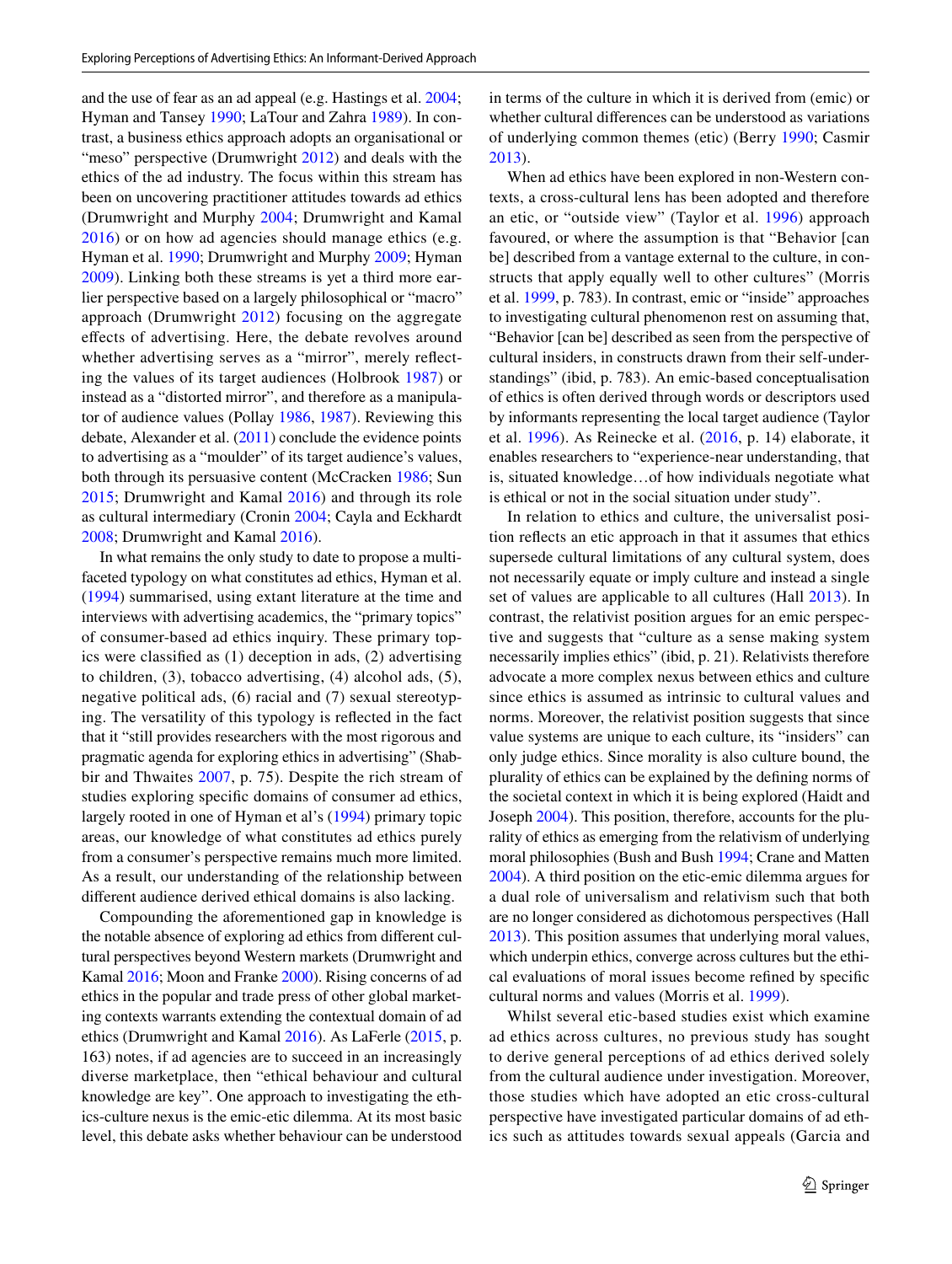and the use of fear as an ad appeal (e.g. Hastings et al. 2004; Hyman and Tansey 1990; LaTour and Zahra 1989). In contrast, a business ethics approach adopts an organisational or "meso" perspective (Drumwright 2012) and deals with the ethics of the ad industry. The focus within this stream has been on uncovering practitioner attitudes towards ad ethics (Drumwright and Murphy 2004; Drumwright and Kamal 2016) or on how ad agencies should manage ethics (e.g. Hyman et al. 1990; Drumwright and Murphy 2009; Hyman 2009). Linking both these streams is yet a third more earlier perspective based on a largely philosophical or "macro" approach (Drumwright 2012) focusing on the aggregate effects of advertising. Here, the debate revolves around whether advertising serves as a "mirror", merely reflecting the values of its target audiences (Holbrook 1987) or instead as a "distorted mirror", and therefore as a manipulator of audience values (Pollay 1986, 1987). Reviewing this debate, Alexander et al. (2011) conclude the evidence points to advertising as a "moulder" of its target audience's values, both through its persuasive content (McCracken 1986; Sun 2015; Drumwright and Kamal 2016) and through its role as cultural intermediary (Cronin 2004; Cayla and Eckhardt 2008; Drumwright and Kamal 2016).

In what remains the only study to date to propose a multifaceted typology on what constitutes ad ethics, Hyman et al. (1994) summarised, using extant literature at the time and interviews with advertising academics, the "primary topics" of consumer-based ad ethics inquiry. These primary topics were classified as (1) deception in ads, (2) advertising to children, (3), tobacco advertising, (4) alcohol ads, (5), negative political ads, (6) racial and (7) sexual stereotyping. The versatility of this typology is reflected in the fact that it "still provides researchers with the most rigorous and pragmatic agenda for exploring ethics in advertising" (Shabbir and Thwaites 2007, p. 75). Despite the rich stream of studies exploring specific domains of consumer ad ethics, largely rooted in one of Hyman et al's (1994) primary topic areas, our knowledge of what constitutes ad ethics purely from a consumer's perspective remains much more limited. As a result, our understanding of the relationship between different audience derived ethical domains is also lacking.

Compounding the aforementioned gap in knowledge is the notable absence of exploring ad ethics from different cultural perspectives beyond Western markets (Drumwright and Kamal 2016; Moon and Franke 2000). Rising concerns of ad ethics in the popular and trade press of other global marketing contexts warrants extending the contextual domain of ad ethics (Drumwright and Kamal 2016). As LaFerle (2015, p. 163) notes, if ad agencies are to succeed in an increasingly diverse marketplace, then "ethical behaviour and cultural knowledge are key". One approach to investigating the ethics-culture nexus is the emic-etic dilemma. At its most basic level, this debate asks whether behaviour can be understood in terms of the culture in which it is derived from (emic) or whether cultural differences can be understood as variations of underlying common themes (etic) (Berry 1990; Casmir 2013).

When ad ethics have been explored in non-Western contexts, a cross-cultural lens has been adopted and therefore an etic, or "outside view" (Taylor et al. 1996) approach favoured, or where the assumption is that "Behavior [can be] described from a vantage external to the culture, in constructs that apply equally well to other cultures" (Morris et al. 1999, p. 783). In contrast, emic or "inside" approaches to investigating cultural phenomenon rest on assuming that, "Behavior [can be] described as seen from the perspective of cultural insiders, in constructs drawn from their self-understandings" (ibid, p. 783). An emic-based conceptualisation of ethics is often derived through words or descriptors used by informants representing the local target audience (Taylor et al. 1996). As Reinecke et al. (2016, p. 14) elaborate, it enables researchers to "experience-near understanding, that is, situated knowledge…of how individuals negotiate what is ethical or not in the social situation under study".

In relation to ethics and culture, the universalist position reflects an etic approach in that it assumes that ethics supersede cultural limitations of any cultural system, does not necessarily equate or imply culture and instead a single set of values are applicable to all cultures (Hall 2013). In contrast, the relativist position argues for an emic perspective and suggests that "culture as a sense making system necessarily implies ethics" (ibid, p. 21). Relativists therefore advocate a more complex nexus between ethics and culture since ethics is assumed as intrinsic to cultural values and norms. Moreover, the relativist position suggests that since value systems are unique to each culture, its "insiders" can only judge ethics. Since morality is also culture bound, the plurality of ethics can be explained by the defining norms of the societal context in which it is being explored (Haidt and Joseph 2004). This position, therefore, accounts for the plurality of ethics as emerging from the relativism of underlying moral philosophies (Bush and Bush 1994; Crane and Matten 2004). A third position on the etic-emic dilemma argues for a dual role of universalism and relativism such that both are no longer considered as dichotomous perspectives (Hall 2013). This position assumes that underlying moral values, which underpin ethics, converge across cultures but the ethical evaluations of moral issues become refined by specific cultural norms and values (Morris et al. 1999).

Whilst several etic-based studies exist which examine ad ethics across cultures, no previous study has sought to derive general perceptions of ad ethics derived solely from the cultural audience under investigation. Moreover, those studies which have adopted an etic cross-cultural perspective have investigated particular domains of ad ethics such as attitudes towards sexual appeals (Garcia and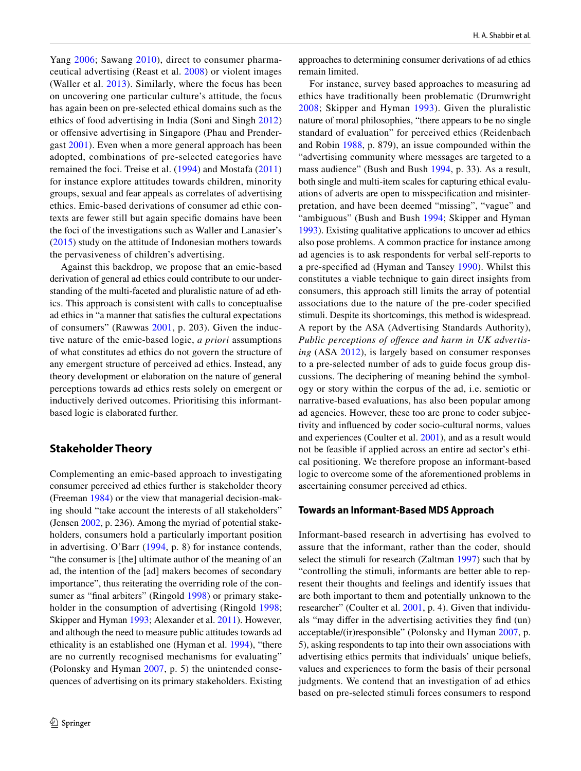Yang 2006; Sawang 2010), direct to consumer pharmaceutical advertising (Reast et al. 2008) or violent images (Waller et al. 2013). Similarly, where the focus has been on uncovering one particular culture's attitude, the focus has again been on pre-selected ethical domains such as the ethics of food advertising in India (Soni and Singh 2012) or offensive advertising in Singapore (Phau and Prendergast 2001). Even when a more general approach has been adopted, combinations of pre-selected categories have remained the foci. Treise et al. (1994) and Mostafa (2011) for instance explore attitudes towards children, minority groups, sexual and fear appeals as correlates of advertising ethics. Emic-based derivations of consumer ad ethic contexts are fewer still but again specific domains have been the foci of the investigations such as Waller and Lanasier's (2015) study on the attitude of Indonesian mothers towards the pervasiveness of children's advertising.

Against this backdrop, we propose that an emic-based derivation of general ad ethics could contribute to our understanding of the multi-faceted and pluralistic nature of ad ethics. This approach is consistent with calls to conceptualise ad ethics in "a manner that satisfies the cultural expectations of consumers" (Rawwas 2001, p. 203). Given the inductive nature of the emic-based logic, *a priori* assumptions of what constitutes ad ethics do not govern the structure of any emergent structure of perceived ad ethics. Instead, any theory development or elaboration on the nature of general perceptions towards ad ethics rests solely on emergent or inductively derived outcomes. Prioritising this informant-based logic is elaborated further.

## Stakeholder Theory

Complementing an emic-based approach to investigating consumer perceived ad ethics further is stakeholder theory (Freeman 1984) or the view that managerial decision-making should "take account the interests of all stakeholders" (Jensen 2002, p. 236). Among the myriad of potential stakeholders, consumers hold a particularly important position in advertising. O'Barr (1994, p. 8) for instance contends, "the consumer is [the] ultimate author of the meaning of an ad, the intention of the [ad] makers becomes of secondary importance", thus reiterating the overriding role of the consumer as "final arbiters" (Ringold 1998) or primary stakeholder in the consumption of advertising (Ringold 1998; Skipper and Hyman 1993; Alexander et al. 2011). However, and although the need to measure public attitudes towards ad ethicality is an established one (Hyman et al. 1994), "there are no currently recognised mechanisms for evaluating" (Polonsky and Hyman 2007, p. 5) the unintended consequences of advertising on its primary stakeholders. Existing approaches to determining consumer derivations of ad ethics remain limited.

For instance, survey based approaches to measuring ad ethics have traditionally been problematic (Drumwright 2008; Skipper and Hyman 1993). Given the pluralistic nature of moral philosophies, "there appears to be no single standard of evaluation" for perceived ethics (Reidenbach and Robin 1988, p. 879), an issue compounded within the "advertising community where messages are targeted to a mass audience" (Bush and Bush 1994, p. 33). As a result, both single and multi-item scales for capturing ethical evaluations of adverts are open to misspecification and misinterpretation, and have been deemed "missing", "vague" and "ambiguous" (Bush and Bush 1994; Skipper and Hyman 1993). Existing qualitative applications to uncover ad ethics also pose problems. A common practice for instance among ad agencies is to ask respondents for verbal self-reports to a pre-specified ad (Hyman and Tansey 1990). Whilst this constitutes a viable technique to gain direct insights from consumers, this approach still limits the array of potential associations due to the nature of the pre-coder specified stimuli. Despite its shortcomings, this method is widespread. A report by the ASA (Advertising Standards Authority), *Public perceptions of offence and harm in UK advertising* (ASA 2012), is largely based on consumer responses to a pre-selected number of ads to guide focus group discussions. The deciphering of meaning behind the symbology or story within the corpus of the ad, i.e. semiotic or narrative-based evaluations, has also been popular among ad agencies. However, these too are prone to coder subjectivity and influenced by coder socio-cultural norms, values and experiences (Coulter et al. 2001), and as a result would not be feasible if applied across an entire ad sector's ethical positioning. We therefore propose an informant-based logic to overcome some of the aforementioned problems in ascertaining consumer perceived ad ethics.

### Towards an Informant-Based MDS Approach

Informant-based research in advertising has evolved to assure that the informant, rather than the coder, should select the stimuli for research (Zaltman 1997) such that by "controlling the stimuli, informants are better able to represent their thoughts and feelings and identify issues that are both important to them and potentially unknown to the researcher" (Coulter et al. 2001, p. 4). Given that individuals "may differ in the advertising activities they find (un) acceptable/(ir)responsible" (Polonsky and Hyman 2007, p. 5), asking respondents to tap into their own associations with advertising ethics permits that individuals' unique beliefs, values and experiences to form the basis of their personal judgments. We contend that an investigation of ad ethics based on pre-selected stimuli forces consumers to respond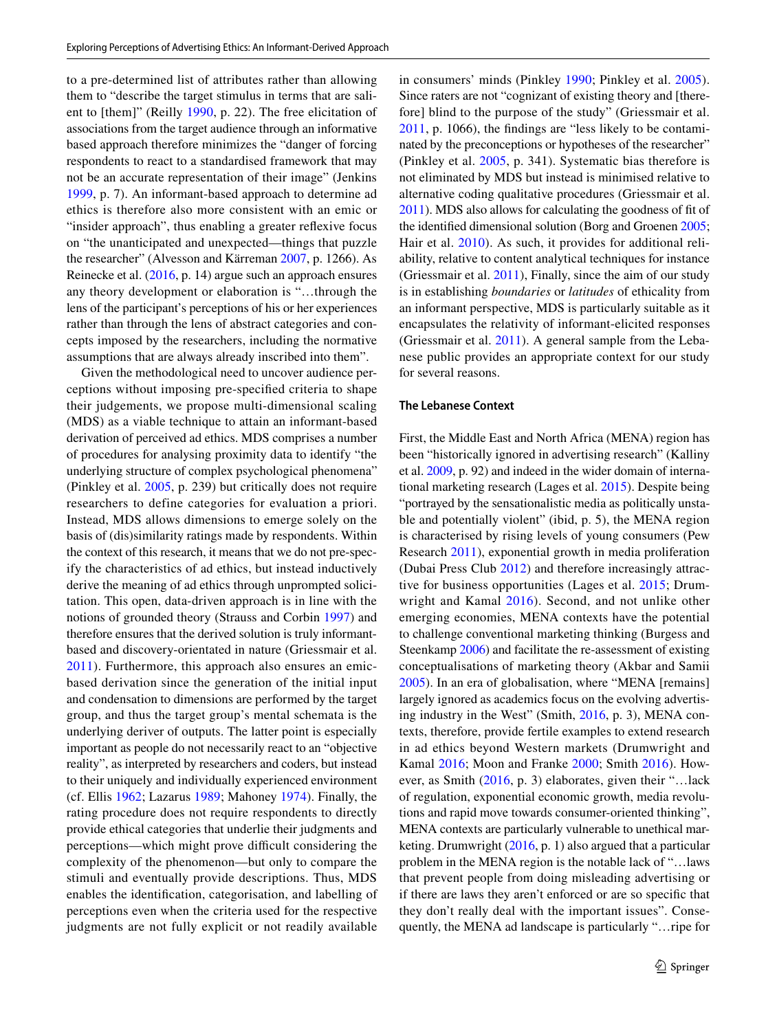to a pre-determined list of attributes rather than allowing them to "describe the target stimulus in terms that are salient to [them]" (Reilly 1990, p. 22). The free elicitation of associations from the target audience through an informative based approach therefore minimizes the "danger of forcing respondents to react to a standardised framework that may not be an accurate representation of their image" (Jenkins 1999, p. 7). An informant-based approach to determine ad ethics is therefore also more consistent with an emic or "insider approach", thus enabling a greater reflexive focus on "the unanticipated and unexpected—things that puzzle the researcher" (Alvesson and Kärreman 2007, p. 1266). As Reinecke et al. (2016, p. 14) argue such an approach ensures any theory development or elaboration is "…through the lens of the participant's perceptions of his or her experiences rather than through the lens of abstract categories and concepts imposed by the researchers, including the normative assumptions that are always already inscribed into them".

Given the methodological need to uncover audience perceptions without imposing pre-specified criteria to shape their judgements, we propose multi-dimensional scaling (MDS) as a viable technique to attain an informant-based derivation of perceived ad ethics. MDS comprises a number of procedures for analysing proximity data to identify "the underlying structure of complex psychological phenomena" (Pinkley et al. 2005, p. 239) but critically does not require researchers to define categories for evaluation a priori. Instead, MDS allows dimensions to emerge solely on the basis of (dis)similarity ratings made by respondents. Within the context of this research, it means that we do not pre-specify the characteristics of ad ethics, but instead inductively derive the meaning of ad ethics through unprompted solicitation. This open, data-driven approach is in line with the notions of grounded theory (Strauss and Corbin 1997) and therefore ensures that the derived solution is truly informant-based and discovery-orientated in nature (Griessmair et al. 2011). Furthermore, this approach also ensures an emic-based derivation since the generation of the initial input and condensation to dimensions are performed by the target group, and thus the target group's mental schemata is the underlying deriver of outputs. The latter point is especially important as people do not necessarily react to an "objective reality", as interpreted by researchers and coders, but instead to their uniquely and individually experienced environment (cf. Ellis 1962; Lazarus 1989; Mahoney 1974). Finally, the rating procedure does not require respondents to directly provide ethical categories that underlie their judgments and perceptions—which might prove difficult considering the complexity of the phenomenon—but only to compare the stimuli and eventually provide descriptions. Thus, MDS enables the identification, categorisation, and labelling of perceptions even when the criteria used for the respective judgments are not fully explicit or not readily available in consumers' minds (Pinkley 1990; Pinkley et al. 2005). Since raters are not "cognizant of existing theory and [therefore] blind to the purpose of the study" (Griessmair et al. 2011, p. 1066), the findings are "less likely to be contaminated by the preconceptions or hypotheses of the researcher" (Pinkley et al. 2005, p. 341). Systematic bias therefore is not eliminated by MDS but instead is minimised relative to alternative coding qualitative procedures (Griessmair et al. 2011). MDS also allows for calculating the goodness of fit of the identified dimensional solution (Borg and Groenen 2005; Hair et al. 2010). As such, it provides for additional reliability, relative to content analytical techniques for instance (Griessmair et al. 2011), Finally, since the aim of our study is in establishing *boundaries* or *latitudes* of ethicality from an informant perspective, MDS is particularly suitable as it encapsulates the relativity of informant-elicited responses (Griessmair et al. 2011). A general sample from the Lebanese public provides an appropriate context for our study for several reasons.

### The Lebanese Context

First, the Middle East and North Africa (MENA) region has been "historically ignored in advertising research" (Kalliny et al. 2009, p. 92) and indeed in the wider domain of international marketing research (Lages et al. 2015). Despite being "portrayed by the sensationalistic media as politically unstable and potentially violent" (ibid, p. 5), the MENA region is characterised by rising levels of young consumers (Pew Research 2011), exponential growth in media proliferation (Dubai Press Club 2012) and therefore increasingly attractive for business opportunities (Lages et al. 2015; Drumwright and Kamal 2016). Second, and not unlike other emerging economies, MENA contexts have the potential to challenge conventional marketing thinking (Burgess and Steenkamp 2006) and facilitate the re-assessment of existing conceptualisations of marketing theory (Akbar and Samii 2005). In an era of globalisation, where "MENA [remains] largely ignored as academics focus on the evolving advertising industry in the West" (Smith, 2016, p. 3), MENA contexts, therefore, provide fertile examples to extend research in ad ethics beyond Western markets (Drumwright and Kamal 2016; Moon and Franke 2000; Smith 2016). However, as Smith (2016, p. 3) elaborates, given their "…lack of regulation, exponential economic growth, media revolutions and rapid move towards consumer-oriented thinking", MENA contexts are particularly vulnerable to unethical marketing. Drumwright (2016, p. 1) also argued that a particular problem in the MENA region is the notable lack of "…laws that prevent people from doing misleading advertising or if there are laws they aren't enforced or are so specific that they don't really deal with the important issues". Consequently, the MENA ad landscape is particularly "…ripe for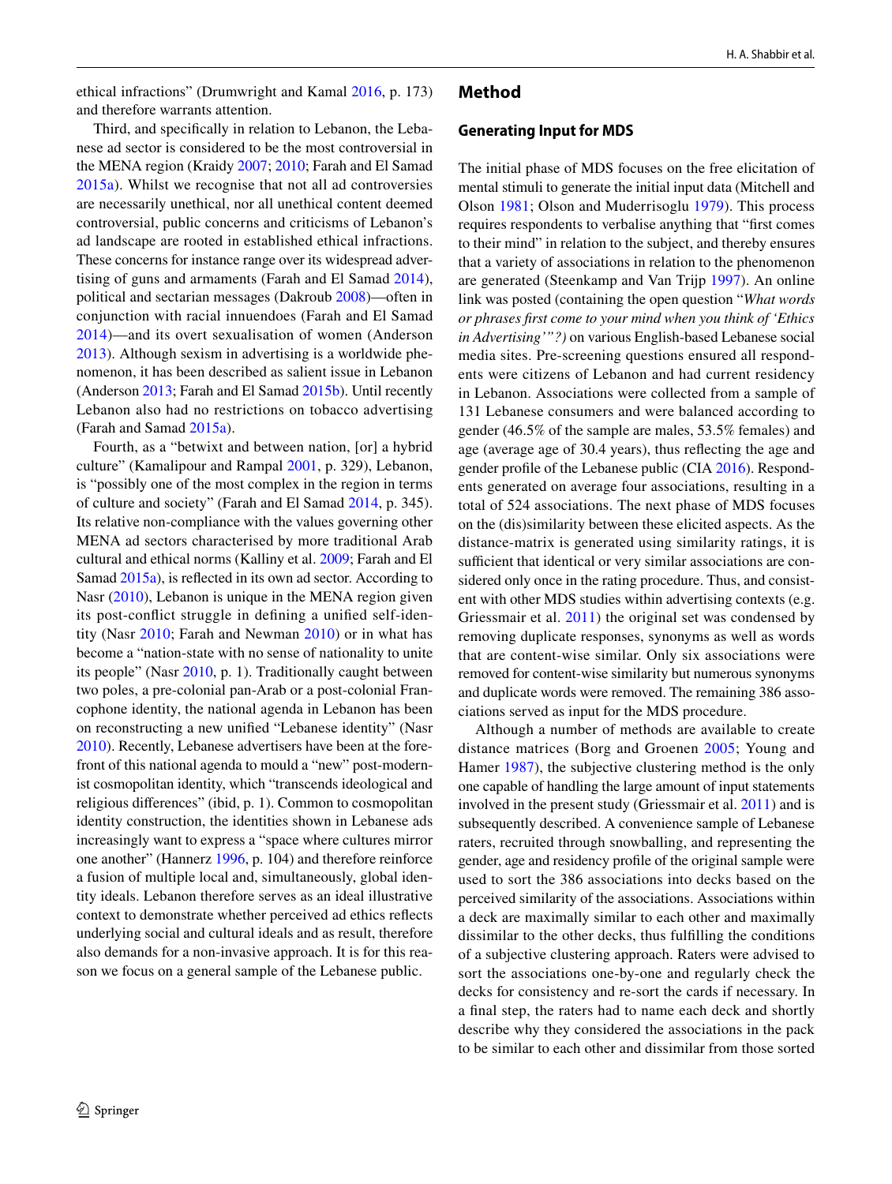ethical infractions" (Drumwright and Kamal 2016, p. 173) and therefore warrants attention.

Third, and specifically in relation to Lebanon, the Lebanese ad sector is considered to be the most controversial in the MENA region (Kraidy 2007; 2010; Farah and El Samad 2015a). Whilst we recognise that not all ad controversies are necessarily unethical, nor all unethical content deemed controversial, public concerns and criticisms of Lebanon's ad landscape are rooted in established ethical infractions. These concerns for instance range over its widespread advertising of guns and armaments (Farah and El Samad 2014), political and sectarian messages (Dakroub 2008)—often in conjunction with racial innuendoes (Farah and El Samad 2014)—and its overt sexualisation of women (Anderson 2013). Although sexism in advertising is a worldwide phenomenon, it has been described as salient issue in Lebanon (Anderson 2013; Farah and El Samad 2015b). Until recently Lebanon also had no restrictions on tobacco advertising (Farah and Samad 2015a).

Fourth, as a "betwixt and between nation, [or] a hybrid culture" (Kamalipour and Rampal 2001, p. 329), Lebanon, is "possibly one of the most complex in the region in terms of culture and society" (Farah and El Samad 2014, p. 345). Its relative non-compliance with the values governing other MENA ad sectors characterised by more traditional Arab cultural and ethical norms (Kalliny et al. 2009; Farah and El Samad 2015a), is reflected in its own ad sector. According to Nasr (2010), Lebanon is unique in the MENA region given its post-conflict struggle in defining a unified self-identity (Nasr 2010; Farah and Newman 2010) or in what has become a "nation-state with no sense of nationality to unite its people" (Nasr 2010, p. 1). Traditionally caught between two poles, a pre-colonial pan-Arab or a post-colonial Francophone identity, the national agenda in Lebanon has been on reconstructing a new unified "Lebanese identity" (Nasr 2010). Recently, Lebanese advertisers have been at the forefront of this national agenda to mould a "new" post-modernist cosmopolitan identity, which "transcends ideological and religious differences" (ibid, p. 1). Common to cosmopolitan identity construction, the identities shown in Lebanese ads increasingly want to express a "space where cultures mirror one another" (Hannerz 1996, p. 104) and therefore reinforce a fusion of multiple local and, simultaneously, global identity ideals. Lebanon therefore serves as an ideal illustrative context to demonstrate whether perceived ad ethics reflects underlying social and cultural ideals and as result, therefore also demands for a non-invasive approach. It is for this reason we focus on a general sample of the Lebanese public.

## Method

### Generating Input for MDS

The initial phase of MDS focuses on the free elicitation of mental stimuli to generate the initial input data (Mitchell and Olson 1981; Olson and Muderrisoglu 1979). This process requires respondents to verbalise anything that "first comes to their mind" in relation to the subject, and thereby ensures that a variety of associations in relation to the phenomenon are generated (Steenkamp and Van Trijp 1997). An online link was posted (containing the open question "*What words or phrases first come to your mind when you think of 'Ethics in Advertising'"?)* on various English-based Lebanese social media sites. Pre-screening questions ensured all respondents were citizens of Lebanon and had current residency in Lebanon. Associations were collected from a sample of 131 Lebanese consumers and were balanced according to gender (46.5% of the sample are males, 53.5% females) and age (average age of 30.4 years), thus reflecting the age and gender profile of the Lebanese public (CIA 2016). Respondents generated on average four associations, resulting in a total of 524 associations. The next phase of MDS focuses on the (dis)similarity between these elicited aspects. As the distance-matrix is generated using similarity ratings, it is sufficient that identical or very similar associations are considered only once in the rating procedure. Thus, and consistent with other MDS studies within advertising contexts (e.g. Griessmair et al. 2011) the original set was condensed by removing duplicate responses, synonyms as well as words that are content-wise similar. Only six associations were removed for content-wise similarity but numerous synonyms and duplicate words were removed. The remaining 386 associations served as input for the MDS procedure.

Although a number of methods are available to create distance matrices (Borg and Groenen 2005; Young and Hamer 1987), the subjective clustering method is the only one capable of handling the large amount of input statements involved in the present study (Griessmair et al. 2011) and is subsequently described. A convenience sample of Lebanese raters, recruited through snowballing, and representing the gender, age and residency profile of the original sample were used to sort the 386 associations into decks based on the perceived similarity of the associations. Associations within a deck are maximally similar to each other and maximally dissimilar to the other decks, thus fulfilling the conditions of a subjective clustering approach. Raters were advised to sort the associations one-by-one and regularly check the decks for consistency and re-sort the cards if necessary. In a final step, the raters had to name each deck and shortly describe why they considered the associations in the pack to be similar to each other and dissimilar from those sorted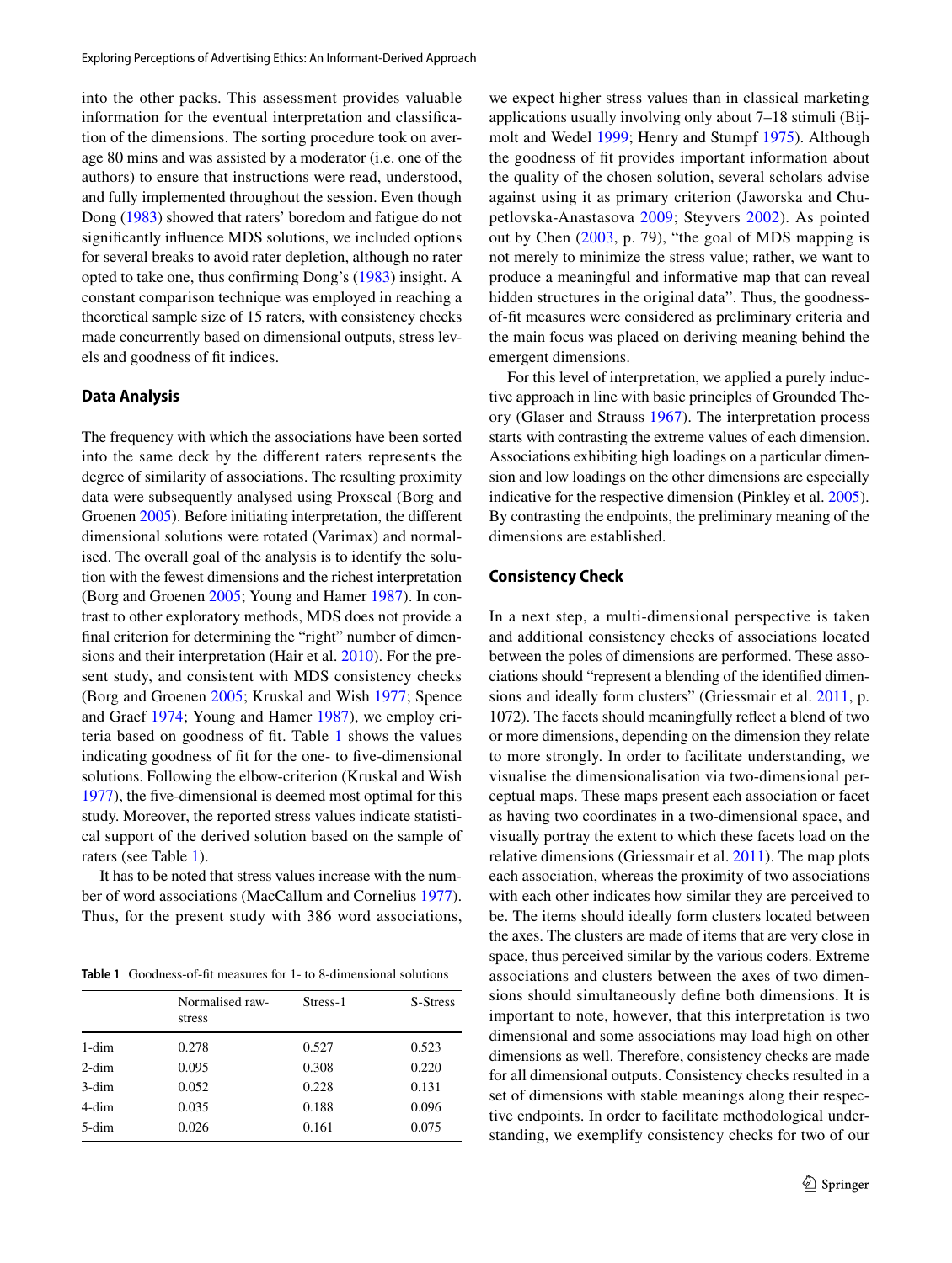into the other packs. This assessment provides valuable information for the eventual interpretation and classification of the dimensions. The sorting procedure took on average 80 mins and was assisted by a moderator (i.e. one of the authors) to ensure that instructions were read, understood, and fully implemented throughout the session. Even though Dong (1983) showed that raters' boredom and fatigue do not significantly influence MDS solutions, we included options for several breaks to avoid rater depletion, although no rater opted to take one, thus confirming Dong's (1983) insight. A constant comparison technique was employed in reaching a theoretical sample size of 15 raters, with consistency checks made concurrently based on dimensional outputs, stress levels and goodness of fit indices.

## Data Analysis

The frequency with which the associations have been sorted into the same deck by the different raters represents the degree of similarity of associations. The resulting proximity data were subsequently analysed using Proxscal (Borg and Groenen 2005). Before initiating interpretation, the different dimensional solutions were rotated (Varimax) and normalised. The overall goal of the analysis is to identify the solution with the fewest dimensions and the richest interpretation (Borg and Groenen 2005; Young and Hamer 1987). In contrast to other exploratory methods, MDS does not provide a final criterion for determining the "right" number of dimensions and their interpretation (Hair et al. 2010). For the present study, and consistent with MDS consistency checks (Borg and Groenen 2005; Kruskal and Wish 1977; Spence and Graef 1974; Young and Hamer 1987), we employ criteria based on goodness of fit. Table 1 shows the values indicating goodness of fit for the one- to five-dimensional solutions. Following the elbow-criterion (Kruskal and Wish 1977), the five-dimensional is deemed most optimal for this study. Moreover, the reported stress values indicate statistical support of the derived solution based on the sample of raters (see Table 1).

It has to be noted that stress values increase with the number of word associations (MacCallum and Cornelius 1977). Thus, for the present study with 386 word associations, we expect higher stress values than in classical marketing applications usually involving only about 7–18 stimuli (Bijmolt and Wedel 1999; Henry and Stumpf 1975). Although the goodness of fit provides important information about the quality of the chosen solution, several scholars advise against using it as primary criterion (Jaworska and Chupetlovska-Anastasova 2009; Steyvers 2002). As pointed out by Chen (2003, p. 79), "the goal of MDS mapping is not merely to minimize the stress value; rather, we want to produce a meaningful and informative map that can reveal hidden structures in the original data". Thus, the goodness-of-fit measures were considered as preliminary criteria and the main focus was placed on deriving meaning behind the emergent dimensions.

**Table 1** Goodness-of-fit measures for 1- to 8-dimensional solutions

| | Normalised raw-stress | Stress-1 | S-Stress |
|---|---|---|---|
| 1-dim | 0.278 | 0.527 | 0.523 |
| 2-dim | 0.095 | 0.308 | 0.220 |
| 3-dim | 0.052 | 0.228 | 0.131 |
| 4-dim | 0.035 | 0.188 | 0.096 |
| 5-dim | 0.026 | 0.161 | 0.075 |

For this level of interpretation, we applied a purely inductive approach in line with basic principles of Grounded Theory (Glaser and Strauss 1967). The interpretation process starts with contrasting the extreme values of each dimension. Associations exhibiting high loadings on a particular dimension and low loadings on the other dimensions are especially indicative for the respective dimension (Pinkley et al. 2005). By contrasting the endpoints, the preliminary meaning of the dimensions are established.

## Consistency Check

In a next step, a multi-dimensional perspective is taken and additional consistency checks of associations located between the poles of dimensions are performed. These associations should "represent a blending of the identified dimensions and ideally form clusters" (Griessmair et al. 2011, p. 1072). The facets should meaningfully reflect a blend of two or more dimensions, depending on the dimension they relate to more strongly. In order to facilitate understanding, we visualise the dimensionalisation via two-dimensional perceptual maps. These maps present each association or facet as having two coordinates in a two-dimensional space, and visually portray the extent to which these facets load on the relative dimensions (Griessmair et al. 2011). The map plots each association, whereas the proximity of two associations with each other indicates how similar they are perceived to be. The items should ideally form clusters located between the axes. The clusters are made of items that are very close in space, thus perceived similar by the various coders. Extreme associations and clusters between the axes of two dimensions should simultaneously define both dimensions. It is important to note, however, that this interpretation is two dimensional and some associations may load high on other dimensions as well. Therefore, consistency checks are made for all dimensional outputs. Consistency checks resulted in a set of dimensions with stable meanings along their respective endpoints. In order to facilitate methodological understanding, we exemplify consistency checks for two of our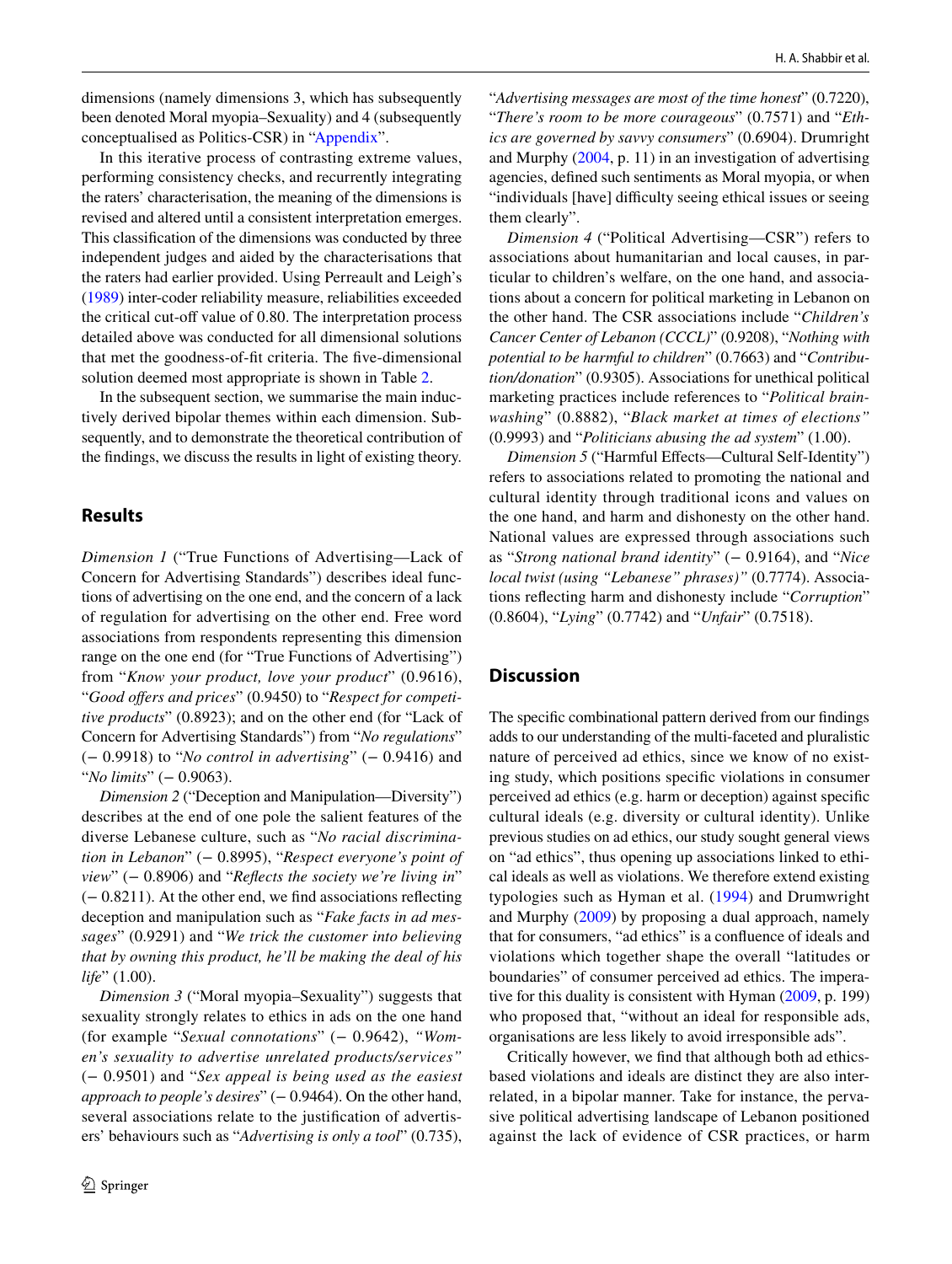dimensions (namely dimensions 3, which has subsequently been denoted Moral myopia–Sexuality) and 4 (subsequently conceptualised as Politics-CSR) in "Appendix".

In this iterative process of contrasting extreme values, performing consistency checks, and recurrently integrating the raters' characterisation, the meaning of the dimensions is revised and altered until a consistent interpretation emerges. This classification of the dimensions was conducted by three independent judges and aided by the characterisations that the raters had earlier provided. Using Perreault and Leigh's (1989) inter-coder reliability measure, reliabilities exceeded the critical cut-off value of 0.80. The interpretation process detailed above was conducted for all dimensional solutions that met the goodness-of-fit criteria. The five-dimensional solution deemed most appropriate is shown in Table 2.

In the subsequent section, we summarise the main inductively derived bipolar themes within each dimension. Subsequently, and to demonstrate the theoretical contribution of the findings, we discuss the results in light of existing theory.

## Results

*Dimension 1* ("True Functions of Advertising—Lack of Concern for Advertising Standards") describes ideal functions of advertising on the one end, and the concern of a lack of regulation for advertising on the other end. Free word associations from respondents representing this dimension range on the one end (for "True Functions of Advertising") from "*Know your product, love your product*" (0.9616), "*Good offers and prices*" (0.9450) to "*Respect for competitive products*" (0.8923); and on the other end (for "Lack of Concern for Advertising Standards") from "*No regulations*" (− 0.9918) to "*No control in advertising*" (− 0.9416) and "*No limits*" (− 0.9063).

*Dimension 2* ("Deception and Manipulation—Diversity") describes at the end of one pole the salient features of the diverse Lebanese culture, such as "*No racial discrimination in Lebanon*" (− 0.8995), "*Respect everyone's point of view*" (− 0.8906) and "*Reflects the society we're living in*" (− 0.8211). At the other end, we find associations reflecting deception and manipulation such as "*Fake facts in ad messages*" (0.9291) and "*We trick the customer into believing that by owning this product, he'll be making the deal of his life*" (1.00).

*Dimension 3* ("Moral myopia–Sexuality") suggests that sexuality strongly relates to ethics in ads on the one hand (for example "*Sexual connotations*" (− 0.9642), *"Women's sexuality to advertise unrelated products/services"* (− 0.9501) and "*Sex appeal is being used as the easiest approach to people's desires*" (− 0.9464). On the other hand, several associations relate to the justification of advertisers' behaviours such as "*Advertising is only a tool*" (0.735), "*Advertising messages are most of the time honest*" (0.7220), "*There's room to be more courageous*" (0.7571) and "*Ethics are governed by savvy consumers*" (0.6904). Drumright and Murphy (2004, p. 11) in an investigation of advertising agencies, defined such sentiments as Moral myopia, or when "individuals [have] difficulty seeing ethical issues or seeing them clearly".

*Dimension 4* ("Political Advertising—CSR") refers to associations about humanitarian and local causes, in particular to children's welfare, on the one hand, and associations about a concern for political marketing in Lebanon on the other hand. The CSR associations include "*Children's Cancer Center of Lebanon (CCCL)*" (0.9208), "*Nothing with potential to be harmful to children*" (0.7663) and "*Contribution/donation*" (0.9305). Associations for unethical political marketing practices include references to "*Political brainwashing*" (0.8882), "*Black market at times of elections"* (0.9993) and "*Politicians abusing the ad system*" (1.00).

*Dimension 5* ("Harmful Effects—Cultural Self-Identity") refers to associations related to promoting the national and cultural identity through traditional icons and values on the one hand, and harm and dishonesty on the other hand. National values are expressed through associations such as "*Strong national brand identity*" (− 0.9164), and "*Nice local twist (using "Lebanese" phrases)*" (0.7774). Associations reflecting harm and dishonesty include "*Corruption*" (0.8604), "*Lying*" (0.7742) and "*Unfair*" (0.7518).

## Discussion

The specific combinational pattern derived from our findings adds to our understanding of the multi-faceted and pluralistic nature of perceived ad ethics, since we know of no existing study, which positions specific violations in consumer perceived ad ethics (e.g. harm or deception) against specific cultural ideals (e.g. diversity or cultural identity). Unlike previous studies on ad ethics, our study sought general views on "ad ethics", thus opening up associations linked to ethical ideals as well as violations. We therefore extend existing typologies such as Hyman et al. (1994) and Drumwright and Murphy (2009) by proposing a dual approach, namely that for consumers, "ad ethics" is a confluence of ideals and violations which together shape the overall "latitudes or boundaries" of consumer perceived ad ethics. The imperative for this duality is consistent with Hyman (2009, p. 199) who proposed that, "without an ideal for responsible ads, organisations are less likely to avoid irresponsible ads".

Critically however, we find that although both ad ethics-based violations and ideals are distinct they are also interrelated, in a bipolar manner. Take for instance, the pervasive political advertising landscape of Lebanon positioned against the lack of evidence of CSR practices, or harm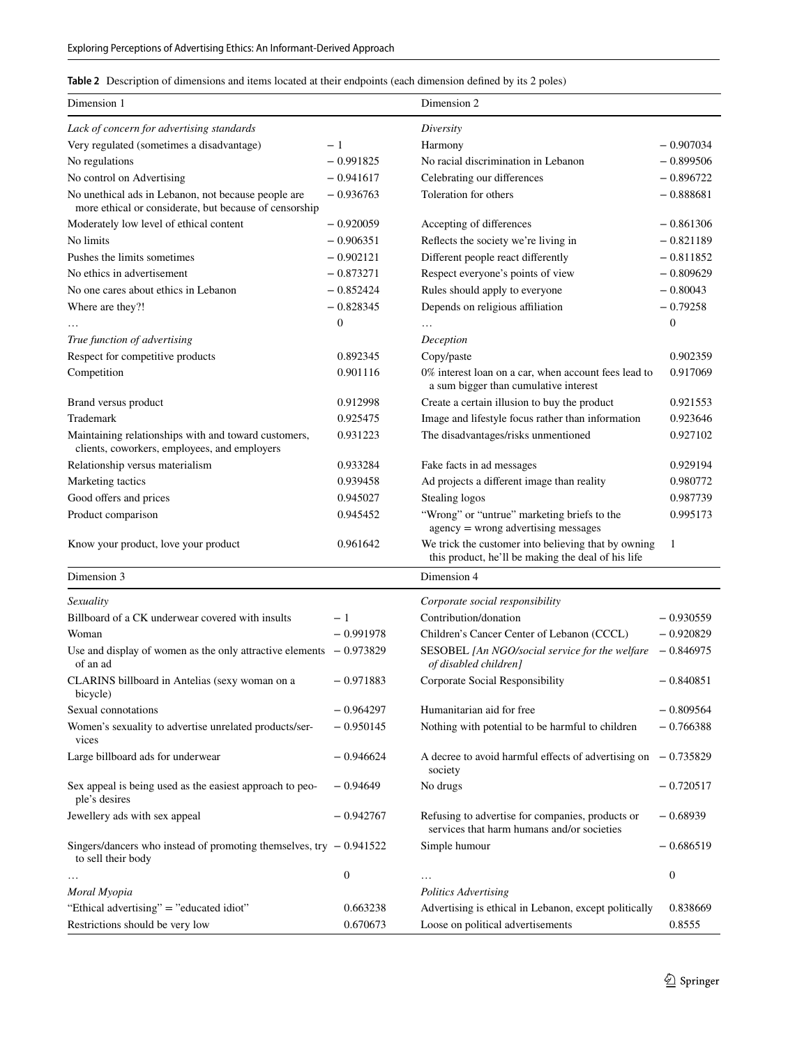**Table 2** Description of dimensions and items located at their endpoints (each dimension defined by its 2 poles)

| Dimension 1 | | Dimension 2 | |
|---|---|---|---|
| *Lack of concern for advertising standards* | | *Diversity* | |
| Very regulated (sometimes a disadvantage) | − 1 | Harmony | − 0.907034 |
| No regulations | − 0.991825 | No racial discrimination in Lebanon | − 0.899506 |
| No control on Advertising | − 0.941617 | Celebrating our differences | − 0.896722 |
| No unethical ads in Lebanon, not because people are more ethical or considerate, but because of censorship | − 0.936763 | Toleration for others | − 0.888681 |
| Moderately low level of ethical content | − 0.920059 | Accepting of differences | − 0.861306 |
| No limits | − 0.906351 | Reflects the society we're living in | − 0.821189 |
| Pushes the limits sometimes | − 0.902121 | Different people react differently | − 0.811852 |
| No ethics in advertisement | − 0.873271 | Respect everyone's points of view | − 0.809629 |
| No one cares about ethics in Lebanon | − 0.852424 | Rules should apply to everyone | − 0.80043 |
| Where are they?! | − 0.828345 | Depends on religious affiliation | − 0.79258 |
| … | 0 | … | 0 |
| *True function of advertising* | | *Deception* | |
| Respect for competitive products | 0.892345 | Copy/paste | 0.902359 |
| Competition | 0.901116 | 0% interest loan on a car, when account fees lead to a sum bigger than cumulative interest | 0.917069 |
| Brand versus product | 0.912998 | Create a certain illusion to buy the product | 0.921553 |
| Trademark | 0.925475 | Image and lifestyle focus rather than information | 0.923646 |
| Maintaining relationships with and toward customers, clients, coworkers, employees, and employers | 0.931223 | The disadvantages/risks unmentioned | 0.927102 |
| Relationship versus materialism | 0.933284 | Fake facts in ad messages | 0.929194 |
| Marketing tactics | 0.939458 | Ad projects a different image than reality | 0.980772 |
| Good offers and prices | 0.945027 | Stealing logos | 0.987739 |
| Product comparison | 0.945452 | "Wrong" or "untrue" marketing briefs to the agency = wrong advertising messages | 0.995173 |
| Know your product, love your product | 0.961642 | We trick the customer into believing that by owning this product, he'll be making the deal of his life | 1 |
| **Dimension 3** | | **Dimension 4** | |
| *Sexuality* | | *Corporate social responsibility* | |
| Billboard of a CK underwear covered with insults | − 1 | Contribution/donation | − 0.930559 |
| Woman | − 0.991978 | Children's Cancer Center of Lebanon (CCCL) | − 0.920829 |
| Use and display of women as the only attractive elements of an ad | − 0.973829 | SESOBEL *[An NGO/social service for the welfare of disabled children]* | − 0.846975 |
| CLARINS billboard in Antelias (sexy woman on a bicycle) | − 0.971883 | Corporate Social Responsibility | − 0.840851 |
| Sexual connotations | − 0.964297 | Humanitarian aid for free | − 0.809564 |
| Women's sexuality to advertise unrelated products/services | − 0.950145 | Nothing with potential to be harmful to children | − 0.766388 |
| Large billboard ads for underwear | − 0.946624 | A decree to avoid harmful effects of advertising on society | − 0.735829 |
| Sex appeal is being used as the easiest approach to people's desires | − 0.94649 | No drugs | − 0.720517 |
| Jewellery ads with sex appeal | − 0.942767 | Refusing to advertise for companies, products or services that harm humans and/or societies | − 0.68939 |
| Singers/dancers who instead of promoting themselves, try to sell their body | − 0.941522 | Simple humour | − 0.686519 |
| … | 0 | … | 0 |
| *Moral Myopia* | | *Politics Advertising* | |
| "Ethical advertising" = "educated idiot" | 0.663238 | Advertising is ethical in Lebanon, except politically | 0.838669 |
| Restrictions should be very low | 0.670673 | Loose on political advertisements | 0.8555 |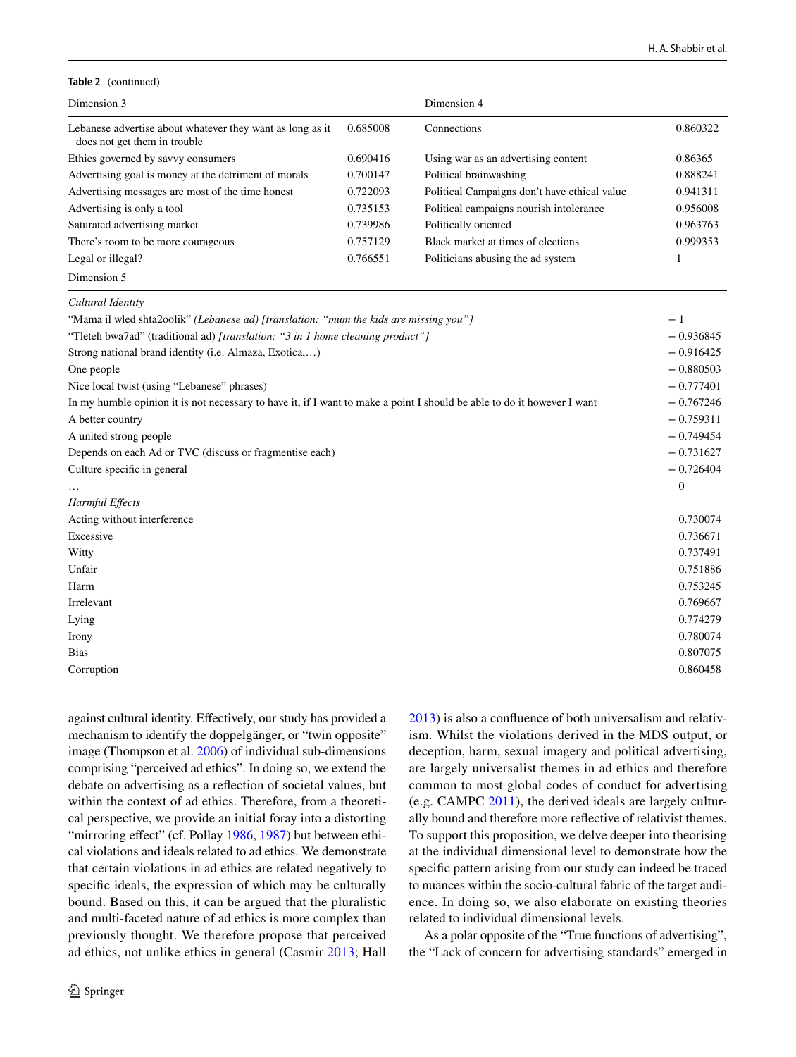**Table 2** (continued)

| Dimension 3 | | Dimension 4 | |
|---|---|---|---|
| Lebanese advertise about whatever they want as long as it does not get them in trouble | 0.685008 | Connections | 0.860322 |
| Ethics governed by savvy consumers | 0.690416 | Using war as an advertising content | 0.86365 |
| Advertising goal is money at the detriment of morals | 0.700147 | Political brainwashing | 0.888241 |
| Advertising messages are most of the time honest | 0.722093 | Political Campaigns don't have ethical value | 0.941311 |
| Advertising is only a tool | 0.735153 | Political campaigns nourish intolerance | 0.956008 |
| Saturated advertising market | 0.739986 | Politically oriented | 0.963763 |
| There's room to be more courageous | 0.757129 | Black market at times of elections | 0.999353 |
| Legal or illegal? | 0.766551 | Politicians abusing the ad system | 1 |

| Dimension 5 | |
|---|---|
| *Cultural Identity* | |
| "Mama il wled shta2oolik" *(Lebanese ad) [translation: "mum the kids are missing you"]* | − 1 |
| "Tleteh bwa7ad" (traditional ad) *[translation: "3 in 1 home cleaning product"]* | − 0.936845 |
| Strong national brand identity (i.e. Almaza, Exotica,…) | − 0.916425 |
| One people | − 0.880503 |
| Nice local twist (using "Lebanese" phrases) | − 0.777401 |
| In my humble opinion it is not necessary to have it, if I want to make a point I should be able to do it however I want | − 0.767246 |
| A better country | − 0.759311 |
| A united strong people | − 0.749454 |
| Depends on each Ad or TVC (discuss or fragmentise each) | − 0.731627 |
| Culture specific in general | − 0.726404 |
| … | 0 |
| *Harmful Effects* | |
| Acting without interference | 0.730074 |
| Excessive | 0.736671 |
| Witty | 0.737491 |
| Unfair | 0.751886 |
| Harm | 0.753245 |
| Irrelevant | 0.769667 |
| Lying | 0.774279 |
| Irony | 0.780074 |
| Bias | 0.807075 |
| Corruption | 0.860458 |

against cultural identity. Effectively, our study has provided a mechanism to identify the doppelgänger, or "twin opposite" image (Thompson et al. 2006) of individual sub-dimensions comprising "perceived ad ethics". In doing so, we extend the debate on advertising as a reflection of societal values, but within the context of ad ethics. Therefore, from a theoretical perspective, we provide an initial foray into a distorting "mirroring effect" (cf. Pollay 1986, 1987) but between ethical violations and ideals related to ad ethics. We demonstrate that certain violations in ad ethics are related negatively to specific ideals, the expression of which may be culturally bound. Based on this, it can be argued that the pluralistic and multi-faceted nature of ad ethics is more complex than previously thought. We therefore propose that perceived ad ethics, not unlike ethics in general (Casmir 2013; Hall 2013) is also a confluence of both universalism and relativism. Whilst the violations derived in the MDS output, or deception, harm, sexual imagery and political advertising, are largely universalist themes in ad ethics and therefore common to most global codes of conduct for advertising (e.g. CAMPC 2011), the derived ideals are largely culturally bound and therefore more reflective of relativist themes. To support this proposition, we delve deeper into theorising at the individual dimensional level to demonstrate how the specific pattern arising from our study can indeed be traced to nuances within the socio-cultural fabric of the target audience. In doing so, we also elaborate on existing theories related to individual dimensional levels.

As a polar opposite of the "True functions of advertising", the "Lack of concern for advertising standards" emerged in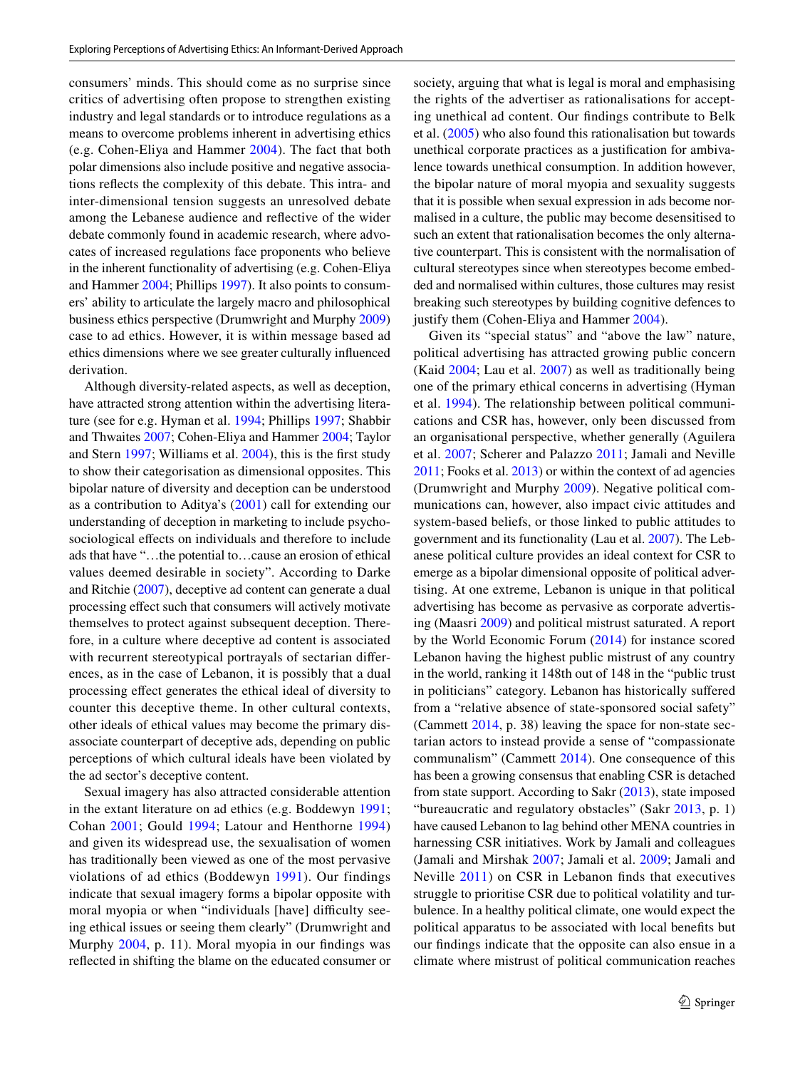consumers' minds. This should come as no surprise since critics of advertising often propose to strengthen existing industry and legal standards or to introduce regulations as a means to overcome problems inherent in advertising ethics (e.g. Cohen-Eliya and Hammer 2004). The fact that both polar dimensions also include positive and negative associations reflects the complexity of this debate. This intra- and inter-dimensional tension suggests an unresolved debate among the Lebanese audience and reflective of the wider debate commonly found in academic research, where advocates of increased regulations face proponents who believe in the inherent functionality of advertising (e.g. Cohen-Eliya and Hammer 2004; Phillips 1997). It also points to consumers' ability to articulate the largely macro and philosophical business ethics perspective (Drumwright and Murphy 2009) case to ad ethics. However, it is within message based ad ethics dimensions where we see greater culturally influenced derivation.

Although diversity-related aspects, as well as deception, have attracted strong attention within the advertising literature (see for e.g. Hyman et al. 1994; Phillips 1997; Shabbir and Thwaites 2007; Cohen-Eliya and Hammer 2004; Taylor and Stern 1997; Williams et al. 2004), this is the first study to show their categorisation as dimensional opposites. This bipolar nature of diversity and deception can be understood as a contribution to Aditya's (2001) call for extending our understanding of deception in marketing to include psycho-sociological effects on individuals and therefore to include ads that have "…the potential to…cause an erosion of ethical values deemed desirable in society". According to Darke and Ritchie (2007), deceptive ad content can generate a dual processing effect such that consumers will actively motivate themselves to protect against subsequent deception. Therefore, in a culture where deceptive ad content is associated with recurrent stereotypical portrayals of sectarian differences, as in the case of Lebanon, it is possibly that a dual processing effect generates the ethical ideal of diversity to counter this deceptive theme. In other cultural contexts, other ideals of ethical values may become the primary disassociate counterpart of deceptive ads, depending on public perceptions of which cultural ideals have been violated by the ad sector's deceptive content.

Sexual imagery has also attracted considerable attention in the extant literature on ad ethics (e.g. Boddewyn 1991; Cohan 2001; Gould 1994; Latour and Henthorne 1994) and given its widespread use, the sexualisation of women has traditionally been viewed as one of the most pervasive violations of ad ethics (Boddewyn 1991). Our findings indicate that sexual imagery forms a bipolar opposite with moral myopia or when "individuals [have] difficulty seeing ethical issues or seeing them clearly" (Drumwright and Murphy 2004, p. 11). Moral myopia in our findings was reflected in shifting the blame on the educated consumer or society, arguing that what is legal is moral and emphasising the rights of the advertiser as rationalisations for accepting unethical ad content. Our findings contribute to Belk et al. (2005) who also found this rationalisation but towards unethical corporate practices as a justification for ambivalence towards unethical consumption. In addition however, the bipolar nature of moral myopia and sexuality suggests that it is possible when sexual expression in ads become normalised in a culture, the public may become desensitised to such an extent that rationalisation becomes the only alternative counterpart. This is consistent with the normalisation of cultural stereotypes since when stereotypes become embedded and normalised within cultures, those cultures may resist breaking such stereotypes by building cognitive defences to justify them (Cohen-Eliya and Hammer 2004).

Given its "special status" and "above the law" nature, political advertising has attracted growing public concern (Kaid 2004; Lau et al. 2007) as well as traditionally being one of the primary ethical concerns in advertising (Hyman et al. 1994). The relationship between political communications and CSR has, however, only been discussed from an organisational perspective, whether generally (Aguilera et al. 2007; Scherer and Palazzo 2011; Jamali and Neville 2011; Fooks et al. 2013) or within the context of ad agencies (Drumwright and Murphy 2009). Negative political communications can, however, also impact civic attitudes and system-based beliefs, or those linked to public attitudes to government and its functionality (Lau et al. 2007). The Lebanese political culture provides an ideal context for CSR to emerge as a bipolar dimensional opposite of political advertising. At one extreme, Lebanon is unique in that political advertising has become as pervasive as corporate advertising (Maasri 2009) and political mistrust saturated. A report by the World Economic Forum (2014) for instance scored Lebanon having the highest public mistrust of any country in the world, ranking it 148th out of 148 in the "public trust in politicians" category. Lebanon has historically suffered from a "relative absence of state-sponsored social safety" (Cammett 2014, p. 38) leaving the space for non-state sectarian actors to instead provide a sense of "compassionate communalism" (Cammett 2014). One consequence of this has been a growing consensus that enabling CSR is detached from state support. According to Sakr (2013), state imposed "bureaucratic and regulatory obstacles" (Sakr 2013, p. 1) have caused Lebanon to lag behind other MENA countries in harnessing CSR initiatives. Work by Jamali and colleagues (Jamali and Mirshak 2007; Jamali et al. 2009; Jamali and Neville 2011) on CSR in Lebanon finds that executives struggle to prioritise CSR due to political volatility and turbulence. In a healthy political climate, one would expect the political apparatus to be associated with local benefits but our findings indicate that the opposite can also ensue in a climate where mistrust of political communication reaches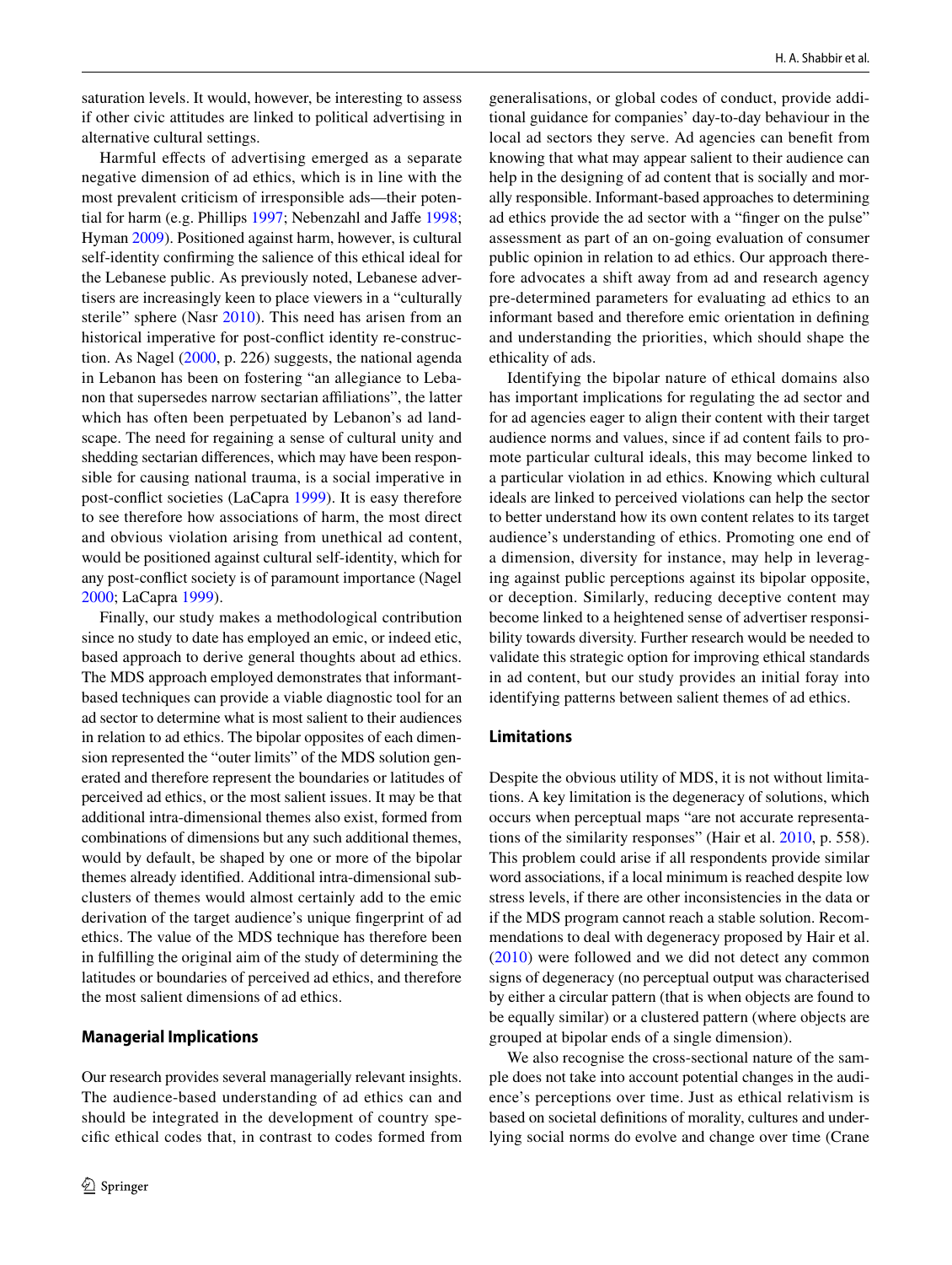saturation levels. It would, however, be interesting to assess if other civic attitudes are linked to political advertising in alternative cultural settings.

Harmful effects of advertising emerged as a separate negative dimension of ad ethics, which is in line with the most prevalent criticism of irresponsible ads—their potential for harm (e.g. Phillips 1997; Nebenzahl and Jaffe 1998; Hyman 2009). Positioned against harm, however, is cultural self-identity confirming the salience of this ethical ideal for the Lebanese public. As previously noted, Lebanese advertisers are increasingly keen to place viewers in a "culturally sterile" sphere (Nasr 2010). This need has arisen from an historical imperative for post-conflict identity re-construction. As Nagel (2000, p. 226) suggests, the national agenda in Lebanon has been on fostering "an allegiance to Lebanon that supersedes narrow sectarian affiliations", the latter which has often been perpetuated by Lebanon's ad landscape. The need for regaining a sense of cultural unity and shedding sectarian differences, which may have been responsible for causing national trauma, is a social imperative in post-conflict societies (LaCapra 1999). It is easy therefore to see therefore how associations of harm, the most direct and obvious violation arising from unethical ad content, would be positioned against cultural self-identity, which for any post-conflict society is of paramount importance (Nagel 2000; LaCapra 1999).

Finally, our study makes a methodological contribution since no study to date has employed an emic, or indeed etic, based approach to derive general thoughts about ad ethics. The MDS approach employed demonstrates that informant-based techniques can provide a viable diagnostic tool for an ad sector to determine what is most salient to their audiences in relation to ad ethics. The bipolar opposites of each dimension represented the "outer limits" of the MDS solution generated and therefore represent the boundaries or latitudes of perceived ad ethics, or the most salient issues. It may be that additional intra-dimensional themes also exist, formed from combinations of dimensions but any such additional themes, would by default, be shaped by one or more of the bipolar themes already identified. Additional intra-dimensional sub-clusters of themes would almost certainly add to the emic derivation of the target audience's unique fingerprint of ad ethics. The value of the MDS technique has therefore been in fulfilling the original aim of the study of determining the latitudes or boundaries of perceived ad ethics, and therefore the most salient dimensions of ad ethics.

### Managerial Implications

Our research provides several managerially relevant insights. The audience-based understanding of ad ethics can and should be integrated in the development of country specific ethical codes that, in contrast to codes formed from generalisations, or global codes of conduct, provide additional guidance for companies' day-to-day behaviour in the local ad sectors they serve. Ad agencies can benefit from knowing that what may appear salient to their audience can help in the designing of ad content that is socially and morally responsible. Informant-based approaches to determining ad ethics provide the ad sector with a "finger on the pulse" assessment as part of an on-going evaluation of consumer public opinion in relation to ad ethics. Our approach therefore advocates a shift away from ad and research agency pre-determined parameters for evaluating ad ethics to an informant based and therefore emic orientation in defining and understanding the priorities, which should shape the ethicality of ads.

Identifying the bipolar nature of ethical domains also has important implications for regulating the ad sector and for ad agencies eager to align their content with their target audience norms and values, since if ad content fails to promote particular cultural ideals, this may become linked to a particular violation in ad ethics. Knowing which cultural ideals are linked to perceived violations can help the sector to better understand how its own content relates to its target audience's understanding of ethics. Promoting one end of a dimension, diversity for instance, may help in leveraging against public perceptions against its bipolar opposite, or deception. Similarly, reducing deceptive content may become linked to a heightened sense of advertiser responsibility towards diversity. Further research would be needed to validate this strategic option for improving ethical standards in ad content, but our study provides an initial foray into identifying patterns between salient themes of ad ethics.

### Limitations

Despite the obvious utility of MDS, it is not without limitations. A key limitation is the degeneracy of solutions, which occurs when perceptual maps "are not accurate representations of the similarity responses" (Hair et al. 2010, p. 558). This problem could arise if all respondents provide similar word associations, if a local minimum is reached despite low stress levels, if there are other inconsistencies in the data or if the MDS program cannot reach a stable solution. Recommendations to deal with degeneracy proposed by Hair et al. (2010) were followed and we did not detect any common signs of degeneracy (no perceptual output was characterised by either a circular pattern (that is when objects are found to be equally similar) or a clustered pattern (where objects are grouped at bipolar ends of a single dimension).

We also recognise the cross-sectional nature of the sample does not take into account potential changes in the audience's perceptions over time. Just as ethical relativism is based on societal definitions of morality, cultures and underlying social norms do evolve and change over time (Crane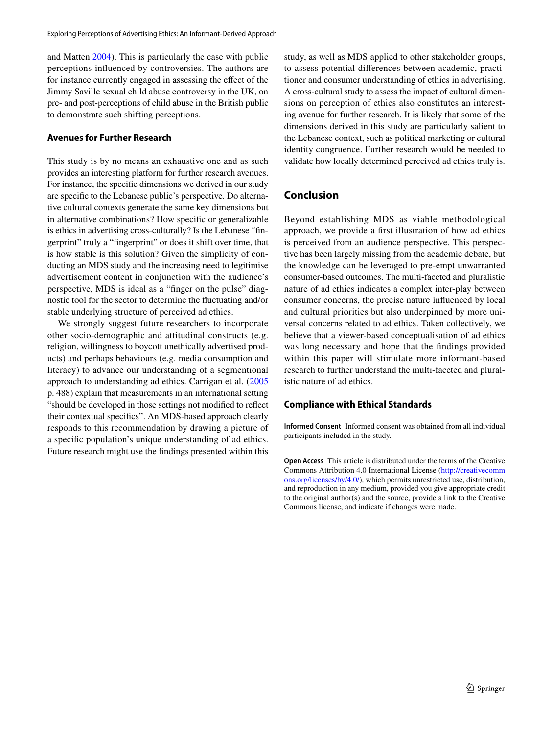and Matten 2004). This is particularly the case with public perceptions influenced by controversies. The authors are for instance currently engaged in assessing the effect of the Jimmy Saville sexual child abuse controversy in the UK, on pre- and post-perceptions of child abuse in the British public to demonstrate such shifting perceptions.

### Avenues for Further Research

This study is by no means an exhaustive one and as such provides an interesting platform for further research avenues. For instance, the specific dimensions we derived in our study are specific to the Lebanese public's perspective. Do alternative cultural contexts generate the same key dimensions but in alternative combinations? How specific or generalizable is ethics in advertising cross-culturally? Is the Lebanese "fingerprint" truly a "fingerprint" or does it shift over time, that is how stable is this solution? Given the simplicity of conducting an MDS study and the increasing need to legitimise advertisement content in conjunction with the audience's perspective, MDS is ideal as a "finger on the pulse" diagnostic tool for the sector to determine the fluctuating and/or stable underlying structure of perceived ad ethics.

We strongly suggest future researchers to incorporate other socio-demographic and attitudinal constructs (e.g. religion, willingness to boycott unethically advertised products) and perhaps behaviours (e.g. media consumption and literacy) to advance our understanding of a segmentional approach to understanding ad ethics. Carrigan et al. (2005 p. 488) explain that measurements in an international setting "should be developed in those settings not modified to reflect their contextual specifics". An MDS-based approach clearly responds to this recommendation by drawing a picture of a specific population's unique understanding of ad ethics. Future research might use the findings presented within this study, as well as MDS applied to other stakeholder groups, to assess potential differences between academic, practitioner and consumer understanding of ethics in advertising. A cross-cultural study to assess the impact of cultural dimensions on perception of ethics also constitutes an interesting avenue for further research. It is likely that some of the dimensions derived in this study are particularly salient to the Lebanese context, such as political marketing or cultural identity congruence. Further research would be needed to validate how locally determined perceived ad ethics truly is.

## Conclusion

Beyond establishing MDS as viable methodological approach, we provide a first illustration of how ad ethics is perceived from an audience perspective. This perspective has been largely missing from the academic debate, but the knowledge can be leveraged to pre-empt unwarranted consumer-based outcomes. The multi-faceted and pluralistic nature of ad ethics indicates a complex inter-play between consumer concerns, the precise nature influenced by local and cultural priorities but also underpinned by more universal concerns related to ad ethics. Taken collectively, we believe that a viewer-based conceptualisation of ad ethics was long necessary and hope that the findings provided within this paper will stimulate more informant-based research to further understand the multi-faceted and pluralistic nature of ad ethics.

### Compliance with Ethical Standards

**Informed Consent** Informed consent was obtained from all individual participants included in the study.

**Open Access** This article is distributed under the terms of the Creative Commons Attribution 4.0 International License (http://creativecommons.org/licenses/by/4.0/), which permits unrestricted use, distribution, and reproduction in any medium, provided you give appropriate credit to the original author(s) and the source, provide a link to the Creative Commons license, and indicate if changes were made.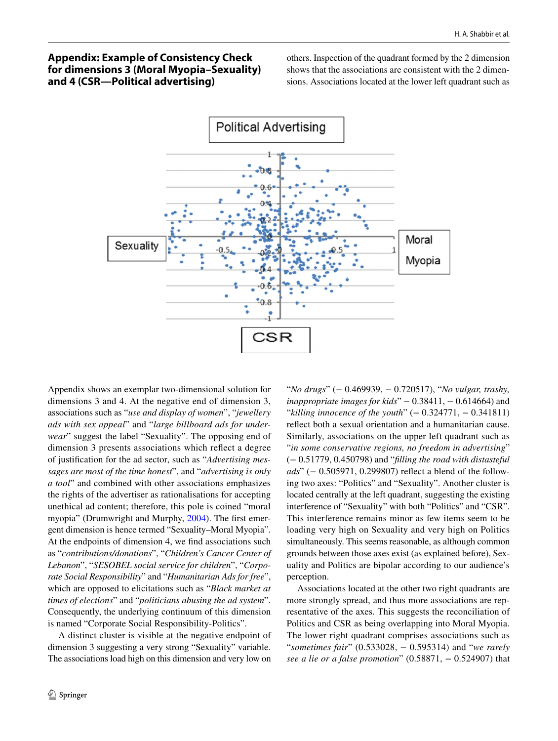## Appendix: Example of Consistency Check for dimensions 3 (Moral Myopia–Sexuality) and 4 (CSR—Political advertising)

Appendix shows an exemplar two-dimensional solution for dimensions 3 and 4. At the negative end of dimension 3, associations such as "*use and display of women*", "*jewellery ads with sex appeal*" and "*large billboard ads for underwear*" suggest the label "Sexuality". The opposing end of dimension 3 presents associations which reflect a degree of justification for the ad sector, such as "*Advertising messages are most of the time honest*", and "*advertising is only a tool*" and combined with other associations emphasizes the rights of the advertiser as rationalisations for accepting unethical ad content; therefore, this pole is coined "moral myopia" (Drumwright and Murphy, 2004). The first emergent dimension is hence termed "Sexuality–Moral Myopia". At the endpoints of dimension 4, we find associations such as "*contributions/donations*", "*Children's Cancer Center of Lebanon*", "*SESOBEL social service for children*", "*Corporate Social Responsibility*" and "*Humanitarian Ads for free*", which are opposed to elicitations such as "*Black market at times of elections*" and "*politicians abusing the ad system*". Consequently, the underlying continuum of this dimension is named "Corporate Social Responsibility-Politics".

A distinct cluster is visible at the negative endpoint of dimension 3 suggesting a very strong "Sexuality" variable. The associations load high on this dimension and very low on others. Inspection of the quadrant formed by the 2 dimension shows that the associations are consistent with the 2 dimensions. Associations located at the lower left quadrant such as "*No drugs*" (− 0.469939, − 0.720517), "*No vulgar, trashy, inappropriate images for kids*" − 0.38411, − 0.614664) and "*killing innocence of the youth*" (− 0.324771, − 0.341811) reflect both a sexual orientation and a humanitarian cause. Similarly, associations on the upper left quadrant such as "*in some conservative regions, no freedom in advertising*" (− 0.51779, 0.450798) and "*filling the road with distasteful ads*" (− 0.505971, 0.299807) reflect a blend of the following two axes: "Politics" and "Sexuality". Another cluster is located centrally at the left quadrant, suggesting the existing interference of "Sexuality" with both "Politics" and "CSR". This interference remains minor as few items seem to be loading very high on Sexuality and very high on Politics simultaneously. This seems reasonable, as although common grounds between those axes exist (as explained before), Sexuality and Politics are bipolar according to our audience's perception.

Associations located at the other two right quadrants are more strongly spread, and thus more associations are representative of the axes. This suggests the reconciliation of Politics and CSR as being overlapping into Moral Myopia. The lower right quadrant comprises associations such as "*sometimes fair*" (0.533028, − 0.595314) and "*we rarely see a lie or a false promotion*" (0.58871, − 0.524907) that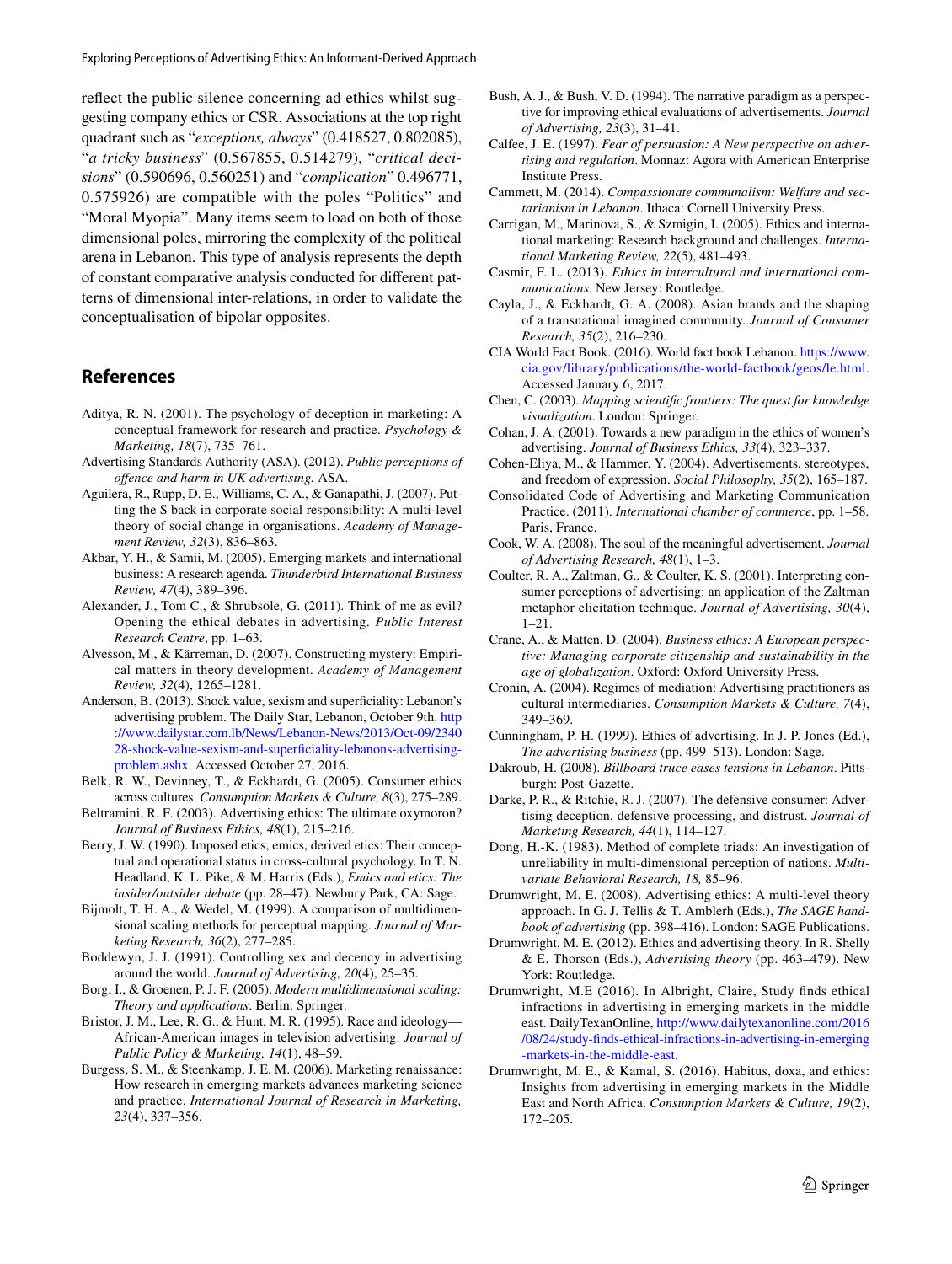reflect the public silence concerning ad ethics whilst suggesting company ethics or CSR. Associations at the top right quadrant such as "*exceptions, always*" (0.418527, 0.802085), "*a tricky business*" (0.567855, 0.514279), "*critical decisions*" (0.590696, 0.560251) and "*complication*" 0.496771, 0.575926) are compatible with the poles "Politics" and "Moral Myopia". Many items seem to load on both of those dimensional poles, mirroring the complexity of the political arena in Lebanon. This type of analysis represents the depth of constant comparative analysis conducted for different patterns of dimensional inter-relations, in order to validate the conceptualisation of bipolar opposites.

## References

Aditya, R. N. (2001). The psychology of deception in marketing: A conceptual framework for research and practice. *Psychology & Marketing, 18*(7), 735–761.

Advertising Standards Authority (ASA). (2012). *Public perceptions of offence and harm in UK advertising.* ASA.

Aguilera, R., Rupp, D. E., Williams, C. A., & Ganapathi, J. (2007). Putting the S back in corporate social responsibility: A multi-level theory of social change in organisations. *Academy of Management Review, 32*(3), 836–863.

Akbar, Y. H., & Samii, M. (2005). Emerging markets and international business: A research agenda. *Thunderbird International Business Review, 47*(4), 389–396.

Alexander, J., Tom C., & Shrubsole, G. (2011). Think of me as evil? Opening the ethical debates in advertising. *Public Interest Research Centre*, pp. 1–63.

Alvesson, M., & Kärreman, D. (2007). Constructing mystery: Empirical matters in theory development. *Academy of Management Review, 32*(4), 1265–1281.

Anderson, B. (2013). Shock value, sexism and superficiality: Lebanon's advertising problem. The Daily Star, Lebanon, October 9th. http://www.dailystar.com.lb/News/Lebanon-News/2013/Oct-09/234028-shock-value-sexism-and-superficiality-lebanons-advertising-problem.ashx. Accessed October 27, 2016.

Belk, R. W., Devinney, T., & Eckhardt, G. (2005). Consumer ethics across cultures. *Consumption Markets & Culture, 8*(3), 275–289.

Beltramini, R. F. (2003). Advertising ethics: The ultimate oxymoron? *Journal of Business Ethics, 48*(1), 215–216.

Berry, J. W. (1990). Imposed etics, emics, derived etics: Their conceptual and operational status in cross-cultural psychology. In T. N. Headland, K. L. Pike, & M. Harris (Eds.), *Emics and etics: The insider/outsider debate* (pp. 28–47). Newbury Park, CA: Sage.

Bijmolt, T. H. A., & Wedel, M. (1999). A comparison of multidimensional scaling methods for perceptual mapping. *Journal of Marketing Research, 36*(2), 277–285.

Boddewyn, J. J. (1991). Controlling sex and decency in advertising around the world. *Journal of Advertising, 20*(4), 25–35.

Borg, I., & Groenen, P. J. F. (2005). *Modern multidimensional scaling: Theory and applications*. Berlin: Springer.

Bristor, J. M., Lee, R. G., & Hunt, M. R. (1995). Race and ideology—African-American images in television advertising. *Journal of Public Policy & Marketing, 14*(1), 48–59.

Burgess, S. M., & Steenkamp, J. E. M. (2006). Marketing renaissance: How research in emerging markets advances marketing science and practice. *International Journal of Research in Marketing, 23*(4), 337–356.

Bush, A. J., & Bush, V. D. (1994). The narrative paradigm as a perspective for improving ethical evaluations of advertisements. *Journal of Advertising, 23*(3), 31–41.

Calfee, J. E. (1997). *Fear of persuasion: A New perspective on advertising and regulation*. Monnaz: Agora with American Enterprise Institute Press.

Cammett, M. (2014). *Compassionate communalism: Welfare and sectarianism in Lebanon*. Ithaca: Cornell University Press.

Carrigan, M., Marinova, S., & Szmigin, I. (2005). Ethics and international marketing: Research background and challenges. *International Marketing Review, 22*(5), 481–493.

Casmir, F. L. (2013). *Ethics in intercultural and international communications*. New Jersey: Routledge.

Cayla, J., & Eckhardt, G. A. (2008). Asian brands and the shaping of a transnational imagined community. *Journal of Consumer Research, 35*(2), 216–230.

CIA World Fact Book. (2016). World fact book Lebanon. https://www.cia.gov/library/publications/the-world-factbook/geos/le.html. Accessed January 6, 2017.

Chen, C. (2003). *Mapping scientific frontiers: The quest for knowledge visualization*. London: Springer.

Cohan, J. A. (2001). Towards a new paradigm in the ethics of women's advertising. *Journal of Business Ethics, 33*(4), 323–337.

Cohen-Eliya, M., & Hammer, Y. (2004). Advertisements, stereotypes, and freedom of expression. *Social Philosophy, 35*(2), 165–187.

Consolidated Code of Advertising and Marketing Communication Practice. (2011). *International chamber of commerce*, pp. 1–58. Paris, France.

Cook, W. A. (2008). The soul of the meaningful advertisement. *Journal of Advertising Research, 48*(1), 1–3.

Coulter, R. A., Zaltman, G., & Coulter, K. S. (2001). Interpreting consumer perceptions of advertising: an application of the Zaltman metaphor elicitation technique. *Journal of Advertising, 30*(4), 1–21.

Crane, A., & Matten, D. (2004). *Business ethics: A European perspective: Managing corporate citizenship and sustainability in the age of globalization*. Oxford: Oxford University Press.

Cronin, A. (2004). Regimes of mediation: Advertising practitioners as cultural intermediaries. *Consumption Markets & Culture, 7*(4), 349–369.

Cunningham, P. H. (1999). Ethics of advertising. In J. P. Jones (Ed.), *The advertising business* (pp. 499–513). London: Sage.

Dakroub, H. (2008). *Billboard truce eases tensions in Lebanon*. Pittsburgh: Post-Gazette.

Darke, P. R., & Ritchie, R. J. (2007). The defensive consumer: Advertising deception, defensive processing, and distrust. *Journal of Marketing Research, 44*(1), 114–127.

Dong, H.-K. (1983). Method of complete triads: An investigation of unreliability in multi-dimensional perception of nations. *Multivariate Behavioral Research, 18,* 85–96.

Drumwright, M. E. (2008). Advertising ethics: A multi-level theory approach. In G. J. Tellis & T. Amblerh (Eds.), *The SAGE handbook of advertising* (pp. 398–416). London: SAGE Publications.

Drumwright, M. E. (2012). Ethics and advertising theory. In R. Shelly & E. Thorson (Eds.), *Advertising theory* (pp. 463–479). New York: Routledge.

Drumwright, M.E (2016). In Albright, Claire, Study finds ethical infractions in advertising in emerging markets in the middle east. DailyTexanOnline, http://www.dailytexanonline.com/2016/08/24/study-finds-ethical-infractions-in-advertising-in-emerging-markets-in-the-middle-east.

Drumwright, M. E., & Kamal, S. (2016). Habitus, doxa, and ethics: Insights from advertising in emerging markets in the Middle East and North Africa. *Consumption Markets & Culture, 19*(2), 172–205.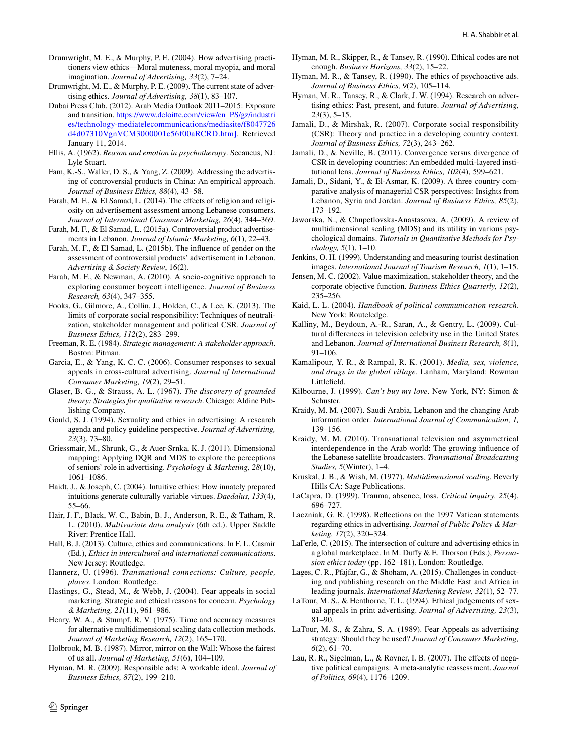Drumwright, M. E., & Murphy, P. E. (2004). How advertising practitioners view ethics—Moral muteness, moral myopia, and moral imagination. *Journal of Advertising, 33*(2), 7–24.

Drumwright, M. E., & Murphy, P. E. (2009). The current state of advertising ethics. *Journal of Advertising, 38*(1), 83–107.

Dubai Press Club. (2012). Arab Media Outlook 2011–2015: Exposure and transition. https://www.deloitte.com/view/en_PS/gz/industries/technology-mediatelecommunications/mediasite/f8047726d4d07310VgnVCM3000001c56f00aRCRD.htm]. Retrieved January 11, 2014.

Ellis, A. (1962). *Reason and emotion in psychotherapy*. Secaucus, NJ: Lyle Stuart.

Fam, K.-S., Waller, D. S., & Yang, Z. (2009). Addressing the advertising of controversial products in China: An empirical approach. *Journal of Business Ethics, 88*(4), 43–58.

Farah, M. F., & El Samad, L. (2014). The effects of religion and religiosity on advertisement assessment among Lebanese consumers. *Journal of International Consumer Marketing, 26*(4), 344–369.

Farah, M. F., & El Samad, L. (2015a). Controversial product advertisements in Lebanon. *Journal of Islamic Marketing, 6*(1), 22–43.

Farah, M. F., & El Samad, L. (2015b). The influence of gender on the assessment of controversial products' advertisement in Lebanon. *Advertising & Society Review*, 16(2).

Farah, M. F., & Newman, A. (2010). A socio-cognitive approach to exploring consumer boycott intelligence. *Journal of Business Research, 63*(4), 347–355.

Fooks, G., Gilmore, A., Collin, J., Holden, C., & Lee, K. (2013). The limits of corporate social responsibility: Techniques of neutralization, stakeholder management and political CSR. *Journal of Business Ethics, 112*(2), 283–299.

Freeman, R. E. (1984). *Strategic management: A stakeholder approach*. Boston: Pitman.

Garcia, E., & Yang, K. C. C. (2006). Consumer responses to sexual appeals in cross-cultural advertising. *Journal of International Consumer Marketing, 19*(2), 29–51.

Glaser, B. G., & Strauss, A. L. (1967). *The discovery of grounded theory: Strategies for qualitative research*. Chicago: Aldine Publishing Company.

Gould, S. J. (1994). Sexuality and ethics in advertising: A research agenda and policy guideline perspective. *Journal of Advertising, 23*(3), 73–80.

Griessmair, M., Shrunk, G., & Auer-Srnka, K. J. (2011). Dimensional mapping: Applying DQR and MDS to explore the perceptions of seniors' role in advertising. *Psychology & Marketing, 28*(10), 1061–1086.

Haidt, J., & Joseph, C. (2004). Intuitive ethics: How innately prepared intuitions generate culturally variable virtues. *Daedalus, 133*(4), 55–66.

Hair, J. F., Black, W. C., Babin, B. J., Anderson, R. E., & Tatham, R. L. (2010). *Multivariate data analysis* (6th ed.). Upper Saddle River: Prentice Hall.

Hall, B. J. (2013). Culture, ethics and communications. In F. L. Casmir (Ed.), *Ethics in intercultural and international communications*. New Jersey: Routledge.

Hannerz, U. (1996). *Transnational connections: Culture, people, places*. London: Routledge.

Hastings, G., Stead, M., & Webb, J. (2004). Fear appeals in social marketing: Strategic and ethical reasons for concern. *Psychology & Marketing, 21*(11), 961–986.

Henry, W. A., & Stumpf, R. V. (1975). Time and accuracy measures for alternative multidimensional scaling data collection methods. *Journal of Marketing Research, 12*(2), 165–170.

Holbrook, M. B. (1987). Mirror, mirror on the Wall: Whose the fairest of us all. *Journal of Marketing, 51*(6), 104–109.

Hyman, M. R. (2009). Responsible ads: A workable ideal. *Journal of Business Ethics, 87*(2), 199–210.

Hyman, M. R., Skipper, R., & Tansey, R. (1990). Ethical codes are not enough. *Business Horizons, 33*(2), 15–22.

Hyman, M. R., & Tansey, R. (1990). The ethics of psychoactive ads. *Journal of Business Ethics, 9*(2), 105–114.

Hyman, M. R., Tansey, R., & Clark, J. W. (1994). Research on advertising ethics: Past, present, and future. *Journal of Advertising, 23*(3), 5–15.

Jamali, D., & Mirshak, R. (2007). Corporate social responsibility (CSR): Theory and practice in a developing country context. *Journal of Business Ethics, 72*(3), 243–262.

Jamali, D., & Neville, B. (2011). Convergence versus divergence of CSR in developing countries: An embedded multi-layered institutional lens. *Journal of Business Ethics, 102*(4), 599–621.

Jamali, D., Sidani, Y., & El-Asmar, K. (2009). A three country comparative analysis of managerial CSR perspectives: Insights from Lebanon, Syria and Jordan. *Journal of Business Ethics, 85*(2), 173–192.

Jaworska, N., & Chupetlovska-Anastasova, A. (2009). A review of multidimensional scaling (MDS) and its utility in various psychological domains. *Tutorials in Quantitative Methods for Psychology, 5*(1), 1–10.

Jenkins, O. H. (1999). Understanding and measuring tourist destination images. *International Journal of Tourism Research, 1*(1), 1–15.

Jensen, M. C. (2002). Value maximization, stakeholder theory, and the corporate objective function. *Business Ethics Quarterly, 12*(2), 235–256.

Kaid, L. L. (2004). *Handbook of political communication research*. New York: Routeledge.

Kalliny, M., Beydoun, A.-R., Saran, A., & Gentry, L. (2009). Cultural differences in television celebrity use in the United States and Lebanon. *Journal of International Business Research, 8*(1), 91–106.

Kamalipour, Y. R., & Rampal, R. K. (2001). *Media, sex, violence, and drugs in the global village*. Lanham, Maryland: Rowman Littlefield.

Kilbourne, J. (1999). *Can't buy my love*. New York, NY: Simon & Schuster.

Kraidy, M. M. (2007). Saudi Arabia, Lebanon and the changing Arab information order. *International Journal of Communication, 1,* 139–156.

Kraidy, M. M. (2010). Transnational television and asymmetrical interdependence in the Arab world: The growing influence of the Lebanese satellite broadcasters. *Transnational Broadcasting Studies, 5*(Winter), 1–4.

Kruskal, J. B., & Wish, M. (1977). *Multidimensional scaling*. Beverly Hills CA: Sage Publications.

LaCapra, D. (1999). Trauma, absence, loss. *Critical inquiry, 25*(4), 696–727.

Laczniak, G. R. (1998). Reflections on the 1997 Vatican statements regarding ethics in advertising. *Journal of Public Policy & Marketing, 17*(2), 320–324.

LaFerle, C. (2015). The intersection of culture and advertising ethics in a global marketplace. In M. Duffy & E. Thorson (Eds.), *Persuasion ethics today* (pp. 162–181). London: Routledge.

Lages, C. R., Pfajfar, G., & Shoham, A. (2015). Challenges in conducting and publishing research on the Middle East and Africa in leading journals. *International Marketing Review, 32*(1), 52–77.

LaTour, M. S., & Henthorne, T. L. (1994). Ethical judgements of sexual appeals in print advertising. *Journal of Advertising, 23*(3), 81–90.

LaTour, M. S., & Zahra, S. A. (1989). Fear Appeals as advertising strategy: Should they be used? *Journal of Consumer Marketing, 6*(2), 61–70.

Lau, R. R., Sigelman, L., & Rovner, I. B. (2007). The effects of negative political campaigns: A meta-analytic reassessment. *Journal of Politics, 69*(4), 1176–1209.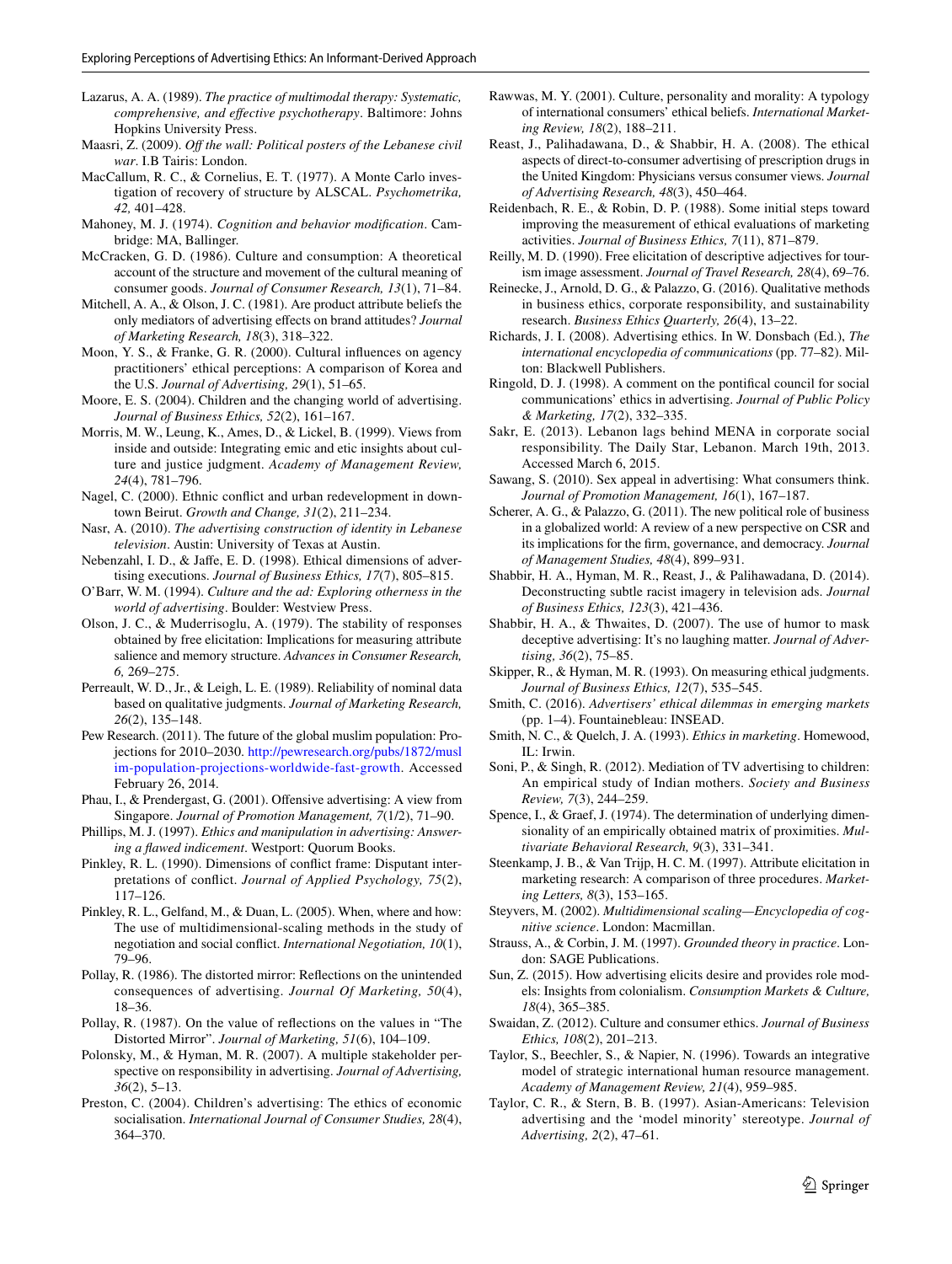Lazarus, A. A. (1989). *The practice of multimodal therapy: Systematic, comprehensive, and effective psychotherapy*. Baltimore: Johns Hopkins University Press.

Maasri, Z. (2009). *Off the wall: Political posters of the Lebanese civil war*. I.B Tairis: London.

MacCallum, R. C., & Cornelius, E. T. (1977). A Monte Carlo investigation of recovery of structure by ALSCAL. *Psychometrika, 42,* 401–428.

Mahoney, M. J. (1974). *Cognition and behavior modification*. Cambridge: MA, Ballinger.

McCracken, G. D. (1986). Culture and consumption: A theoretical account of the structure and movement of the cultural meaning of consumer goods. *Journal of Consumer Research, 13*(1), 71–84.

Mitchell, A. A., & Olson, J. C. (1981). Are product attribute beliefs the only mediators of advertising effects on brand attitudes? *Journal of Marketing Research, 18*(3), 318–322.

Moon, Y. S., & Franke, G. R. (2000). Cultural influences on agency practitioners' ethical perceptions: A comparison of Korea and the U.S. *Journal of Advertising, 29*(1), 51–65.

Moore, E. S. (2004). Children and the changing world of advertising. *Journal of Business Ethics, 52*(2), 161–167.

Morris, M. W., Leung, K., Ames, D., & Lickel, B. (1999). Views from inside and outside: Integrating emic and etic insights about culture and justice judgment. *Academy of Management Review, 24*(4), 781–796.

Nagel, C. (2000). Ethnic conflict and urban redevelopment in downtown Beirut. *Growth and Change, 31*(2), 211–234.

Nasr, A. (2010). *The advertising construction of identity in Lebanese television*. Austin: University of Texas at Austin.

Nebenzahl, I. D., & Jaffe, E. D. (1998). Ethical dimensions of advertising executions. *Journal of Business Ethics, 17*(7), 805–815.

O'Barr, W. M. (1994). *Culture and the ad: Exploring otherness in the world of advertising*. Boulder: Westview Press.

Olson, J. C., & Muderrisoglu, A. (1979). The stability of responses obtained by free elicitation: Implications for measuring attribute salience and memory structure. *Advances in Consumer Research, 6,* 269–275.

Perreault, W. D., Jr., & Leigh, L. E. (1989). Reliability of nominal data based on qualitative judgments. *Journal of Marketing Research, 26*(2), 135–148.

Pew Research. (2011). The future of the global muslim population: Projections for 2010–2030. http://pewresearch.org/pubs/1872/muslim-population-projections-worldwide-fast-growth. Accessed February 26, 2014.

Phau, I., & Prendergast, G. (2001). Offensive advertising: A view from Singapore. *Journal of Promotion Management, 7*(1/2), 71–90.

Phillips, M. J. (1997). *Ethics and manipulation in advertising: Answering a flawed indicement*. Westport: Quorum Books.

Pinkley, R. L. (1990). Dimensions of conflict frame: Disputant interpretations of conflict. *Journal of Applied Psychology, 75*(2), 117–126.

Pinkley, R. L., Gelfand, M., & Duan, L. (2005). When, where and how: The use of multidimensional-scaling methods in the study of negotiation and social conflict. *International Negotiation, 10*(1), 79–96.

Pollay, R. (1986). The distorted mirror: Reflections on the unintended consequences of advertising. *Journal Of Marketing, 50*(4), 18–36.

Pollay, R. (1987). On the value of reflections on the values in "The Distorted Mirror". *Journal of Marketing, 51*(6), 104–109.

Polonsky, M., & Hyman, M. R. (2007). A multiple stakeholder perspective on responsibility in advertising. *Journal of Advertising, 36*(2), 5–13.

Preston, C. (2004). Children's advertising: The ethics of economic socialisation. *International Journal of Consumer Studies, 28*(4), 364–370.

Rawwas, M. Y. (2001). Culture, personality and morality: A typology of international consumers' ethical beliefs. *International Marketing Review, 18*(2), 188–211.

Reast, J., Palihadawana, D., & Shabbir, H. A. (2008). The ethical aspects of direct-to-consumer advertising of prescription drugs in the United Kingdom: Physicians versus consumer views. *Journal of Advertising Research, 48*(3), 450–464.

Reidenbach, R. E., & Robin, D. P. (1988). Some initial steps toward improving the measurement of ethical evaluations of marketing activities. *Journal of Business Ethics, 7*(11), 871–879.

Reilly, M. D. (1990). Free elicitation of descriptive adjectives for tourism image assessment. *Journal of Travel Research, 28*(4), 69–76.

Reinecke, J., Arnold, D. G., & Palazzo, G. (2016). Qualitative methods in business ethics, corporate responsibility, and sustainability research. *Business Ethics Quarterly, 26*(4), 13–22.

Richards, J. I. (2008). Advertising ethics. In W. Donsbach (Ed.), *The international encyclopedia of communications* (pp. 77–82). Milton: Blackwell Publishers.

Ringold, D. J. (1998). A comment on the pontifical council for social communications' ethics in advertising. *Journal of Public Policy & Marketing, 17*(2), 332–335.

Sakr, E. (2013). Lebanon lags behind MENA in corporate social responsibility. The Daily Star, Lebanon. March 19th, 2013. Accessed March 6, 2015.

Sawang, S. (2010). Sex appeal in advertising: What consumers think. *Journal of Promotion Management, 16*(1), 167–187.

Scherer, A. G., & Palazzo, G. (2011). The new political role of business in a globalized world: A review of a new perspective on CSR and its implications for the firm, governance, and democracy. *Journal of Management Studies, 48*(4), 899–931.

Shabbir, H. A., Hyman, M. R., Reast, J., & Palihawadana, D. (2014). Deconstructing subtle racist imagery in television ads. *Journal of Business Ethics, 123*(3), 421–436.

Shabbir, H. A., & Thwaites, D. (2007). The use of humor to mask deceptive advertising: It's no laughing matter. *Journal of Advertising, 36*(2), 75–85.

Skipper, R., & Hyman, M. R. (1993). On measuring ethical judgments. *Journal of Business Ethics, 12*(7), 535–545.

Smith, C. (2016). *Advertisers' ethical dilemmas in emerging markets* (pp. 1–4). Fountainebleau: INSEAD.

Smith, N. C., & Quelch, J. A. (1993). *Ethics in marketing*. Homewood, IL: Irwin.

Soni, P., & Singh, R. (2012). Mediation of TV advertising to children: An empirical study of Indian mothers. *Society and Business Review, 7*(3), 244–259.

Spence, I., & Graef, J. (1974). The determination of underlying dimensionality of an empirically obtained matrix of proximities. *Multivariate Behavioral Research, 9*(3), 331–341.

Steenkamp, J. B., & Van Trijp, H. C. M. (1997). Attribute elicitation in marketing research: A comparison of three procedures. *Marketing Letters, 8*(3), 153–165.

Steyvers, M. (2002). *Multidimensional scaling—Encyclopedia of cognitive science*. London: Macmillan.

Strauss, A., & Corbin, J. M. (1997). *Grounded theory in practice*. London: SAGE Publications.

Sun, Z. (2015). How advertising elicits desire and provides role models: Insights from colonialism. *Consumption Markets & Culture, 18*(4), 365–385.

Swaidan, Z. (2012). Culture and consumer ethics. *Journal of Business Ethics, 108*(2), 201–213.

Taylor, S., Beechler, S., & Napier, N. (1996). Towards an integrative model of strategic international human resource management. *Academy of Management Review, 21*(4), 959–985.

Taylor, C. R., & Stern, B. B. (1997). Asian-Americans: Television advertising and the 'model minority' stereotype. *Journal of Advertising, 2*(2), 47–61.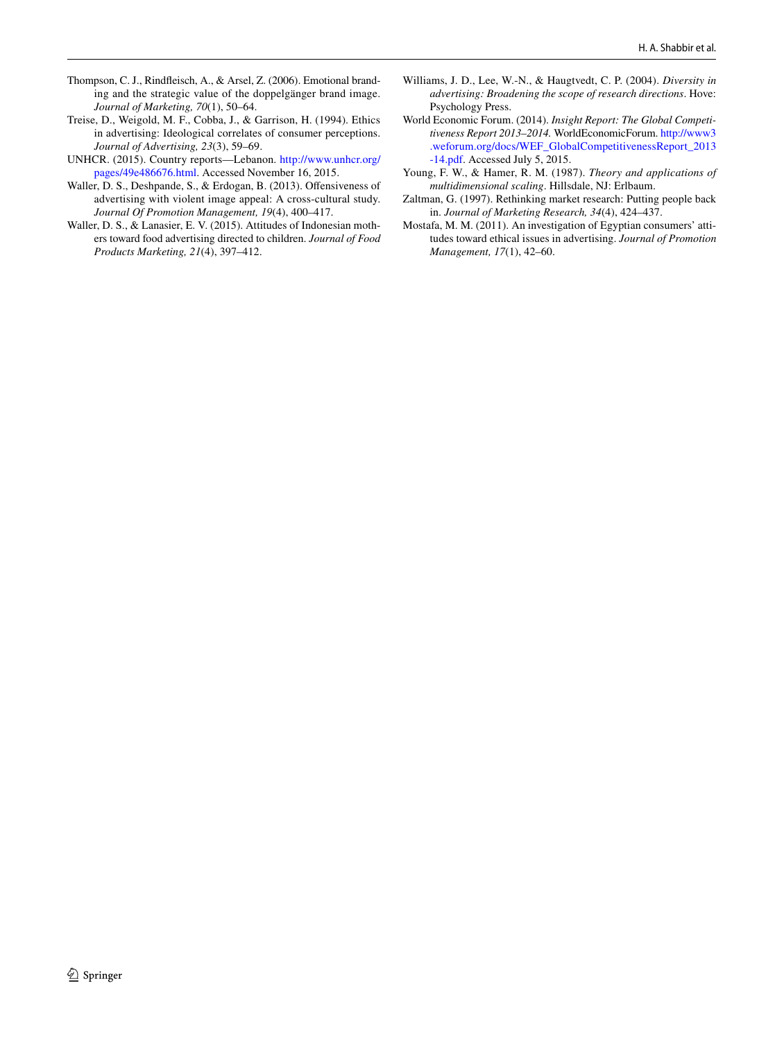Thompson, C. J., Rindfleisch, A., & Arsel, Z. (2006). Emotional branding and the strategic value of the doppelgänger brand image. *Journal of Marketing, 70*(1), 50–64.

Treise, D., Weigold, M. F., Cobba, J., & Garrison, H. (1994). Ethics in advertising: Ideological correlates of consumer perceptions. *Journal of Advertising, 23*(3), 59–69.

UNHCR. (2015). Country reports—Lebanon. http://www.unhcr.org/pages/49e486676.html. Accessed November 16, 2015.

Waller, D. S., Deshpande, S., & Erdogan, B. (2013). Offensiveness of advertising with violent image appeal: A cross-cultural study. *Journal Of Promotion Management, 19*(4), 400–417.

Waller, D. S., & Lanasier, E. V. (2015). Attitudes of Indonesian mothers toward food advertising directed to children. *Journal of Food Products Marketing, 21*(4), 397–412.

Williams, J. D., Lee, W.-N., & Haugtvedt, C. P. (2004). *Diversity in advertising: Broadening the scope of research directions*. Hove: Psychology Press.

World Economic Forum. (2014). *Insight Report: The Global Competitiveness Report 2013–2014*. WorldEconomicForum. http://www3.weforum.org/docs/WEF_GlobalCompetitivenessReport_2013-14.pdf. Accessed July 5, 2015.

Young, F. W., & Hamer, R. M. (1987). *Theory and applications of multidimensional scaling*. Hillsdale, NJ: Erlbaum.

Zaltman, G. (1997). Rethinking market research: Putting people back in. *Journal of Marketing Research, 34*(4), 424–437.

Mostafa, M. M. (2011). An investigation of Egyptian consumers' attitudes toward ethical issues in advertising. *Journal of Promotion Management, 17*(1), 42–60.